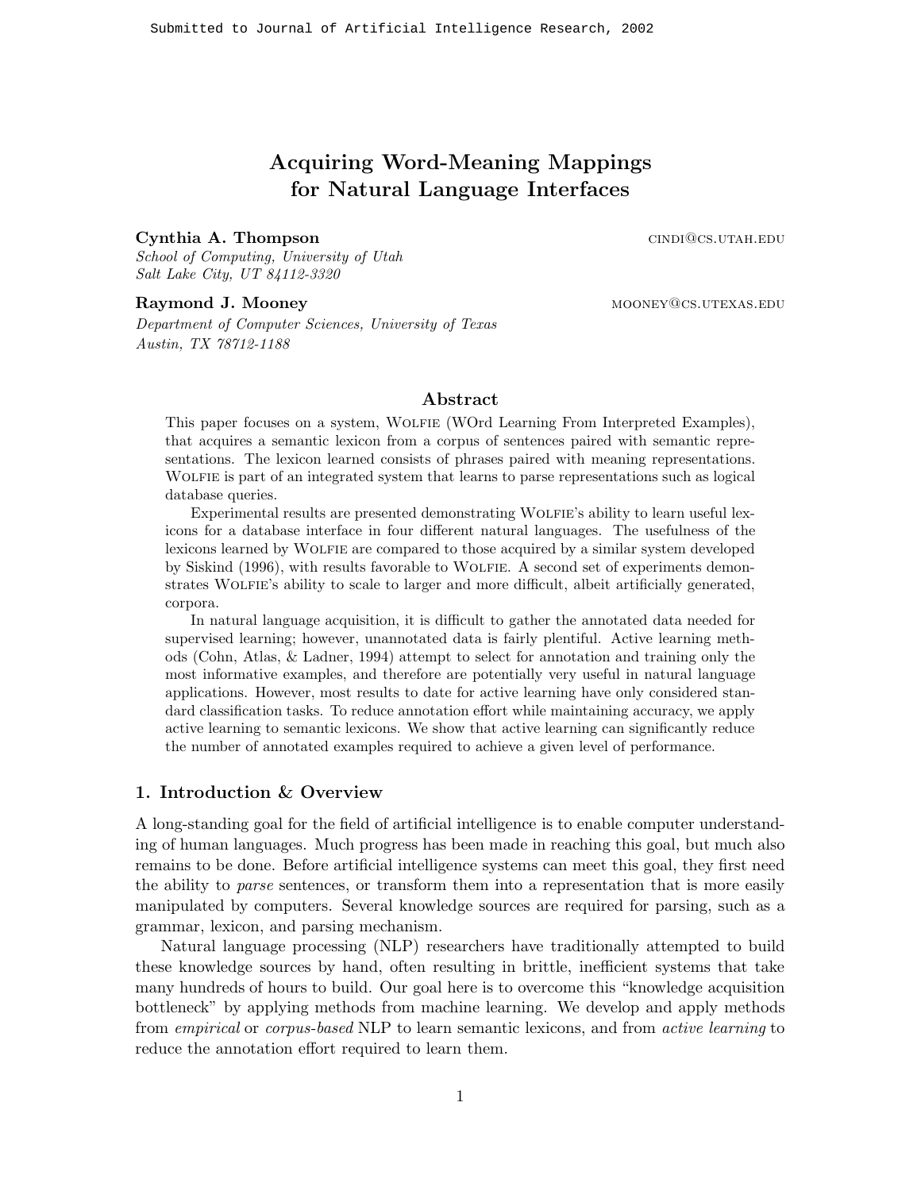# Acquiring Word-Meaning Mappings for Natural Language Interfaces

**Cynthia A. Thompson** cindi@cs.utah.edu
*School of Computing, University of Utah*
*Salt Lake City, UT 84112-3320*

**Raymond J. Mooney** mooney@cs.utexas.edu
*Department of Computer Sciences, University of Texas*
*Austin, TX 78712-1188*

## Abstract

This paper focuses on a system, Wolfie (WOrd Learning From Interpreted Examples), that acquires a semantic lexicon from a corpus of sentences paired with semantic representations. The lexicon learned consists of phrases paired with meaning representations. Wolfie is part of an integrated system that learns to parse representations such as logical database queries.

Experimental results are presented demonstrating Wolfie's ability to learn useful lexicons for a database interface in four different natural languages. The usefulness of the lexicons learned by Wolfie are compared to those acquired by a similar system developed by Siskind (1996), with results favorable to Wolfie. A second set of experiments demonstrates Wolfie's ability to scale to larger and more difficult, albeit artificially generated, corpora.

In natural language acquisition, it is difficult to gather the annotated data needed for supervised learning; however, unannotated data is fairly plentiful. Active learning methods (Cohn, Atlas, & Ladner, 1994) attempt to select for annotation and training only the most informative examples, and therefore are potentially very useful in natural language applications. However, most results to date for active learning have only considered standard classification tasks. To reduce annotation effort while maintaining accuracy, we apply active learning to semantic lexicons. We show that active learning can significantly reduce the number of annotated examples required to achieve a given level of performance.

## 1. Introduction & Overview

A long-standing goal for the field of artificial intelligence is to enable computer understanding of human languages. Much progress has been made in reaching this goal, but much also remains to be done. Before artificial intelligence systems can meet this goal, they first need the ability to *parse* sentences, or transform them into a representation that is more easily manipulated by computers. Several knowledge sources are required for parsing, such as a grammar, lexicon, and parsing mechanism.

Natural language processing (NLP) researchers have traditionally attempted to build these knowledge sources by hand, often resulting in brittle, inefficient systems that take many hundreds of hours to build. Our goal here is to overcome this "knowledge acquisition bottleneck" by applying methods from machine learning. We develop and apply methods from *empirical* or *corpus-based* NLP to learn semantic lexicons, and from *active learning* to reduce the annotation effort required to learn them.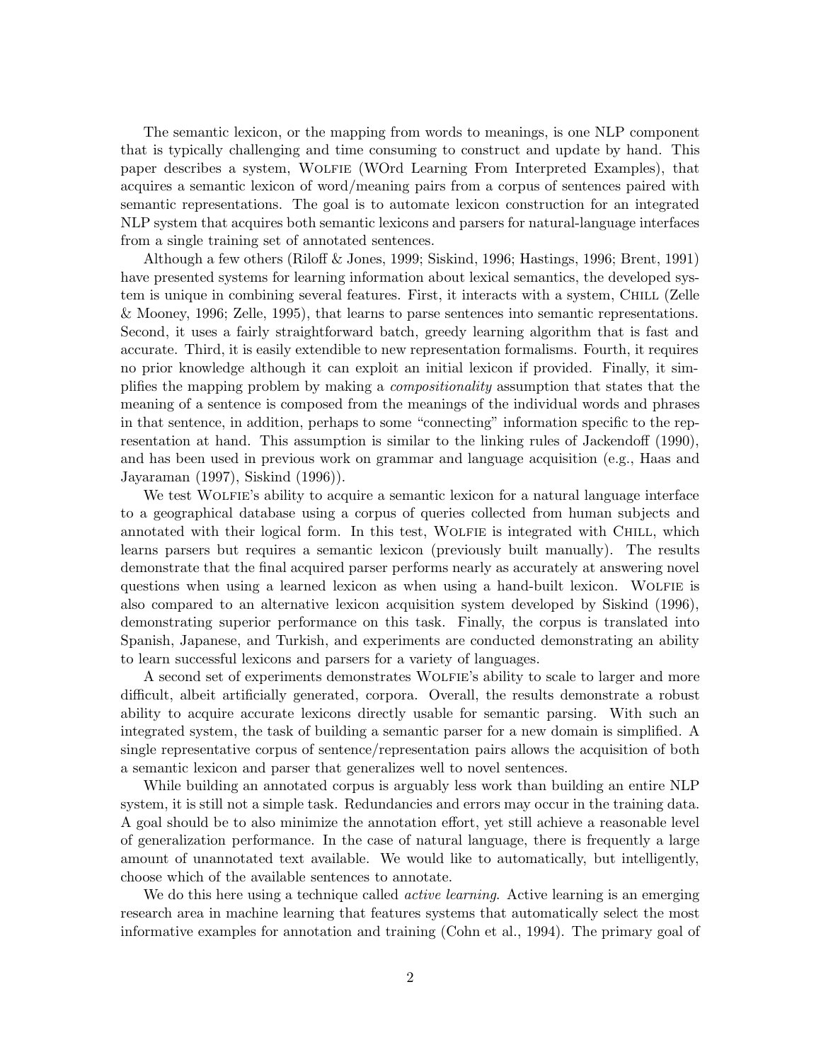The semantic lexicon, or the mapping from words to meanings, is one NLP component that is typically challenging and time consuming to construct and update by hand. This paper describes a system, Wolfie (WOrd Learning From Interpreted Examples), that acquires a semantic lexicon of word/meaning pairs from a corpus of sentences paired with semantic representations. The goal is to automate lexicon construction for an integrated NLP system that acquires both semantic lexicons and parsers for natural-language interfaces from a single training set of annotated sentences.

Although a few others (Riloff & Jones, 1999; Siskind, 1996; Hastings, 1996; Brent, 1991) have presented systems for learning information about lexical semantics, the developed system is unique in combining several features. First, it interacts with a system, Chill (Zelle & Mooney, 1996; Zelle, 1995), that learns to parse sentences into semantic representations. Second, it uses a fairly straightforward batch, greedy learning algorithm that is fast and accurate. Third, it is easily extendible to new representation formalisms. Fourth, it requires no prior knowledge although it can exploit an initial lexicon if provided. Finally, it simplifies the mapping problem by making a *compositionality* assumption that states that the meaning of a sentence is composed from the meanings of the individual words and phrases in that sentence, in addition, perhaps to some "connecting" information specific to the representation at hand. This assumption is similar to the linking rules of Jackendoff (1990), and has been used in previous work on grammar and language acquisition (e.g., Haas and Jayaraman (1997), Siskind (1996)).

We test Wolfie's ability to acquire a semantic lexicon for a natural language interface to a geographical database using a corpus of queries collected from human subjects and annotated with their logical form. In this test, Wolfie is integrated with Chill, which learns parsers but requires a semantic lexicon (previously built manually). The results demonstrate that the final acquired parser performs nearly as accurately at answering novel questions when using a learned lexicon as when using a hand-built lexicon. Wolfie is also compared to an alternative lexicon acquisition system developed by Siskind (1996), demonstrating superior performance on this task. Finally, the corpus is translated into Spanish, Japanese, and Turkish, and experiments are conducted demonstrating an ability to learn successful lexicons and parsers for a variety of languages.

A second set of experiments demonstrates Wolfie's ability to scale to larger and more difficult, albeit artificially generated, corpora. Overall, the results demonstrate a robust ability to acquire accurate lexicons directly usable for semantic parsing. With such an integrated system, the task of building a semantic parser for a new domain is simplified. A single representative corpus of sentence/representation pairs allows the acquisition of both a semantic lexicon and parser that generalizes well to novel sentences.

While building an annotated corpus is arguably less work than building an entire NLP system, it is still not a simple task. Redundancies and errors may occur in the training data. A goal should be to also minimize the annotation effort, yet still achieve a reasonable level of generalization performance. In the case of natural language, there is frequently a large amount of unannotated text available. We would like to automatically, but intelligently, choose which of the available sentences to annotate.

We do this here using a technique called *active learning*. Active learning is an emerging research area in machine learning that features systems that automatically select the most informative examples for annotation and training (Cohn et al., 1994). The primary goal of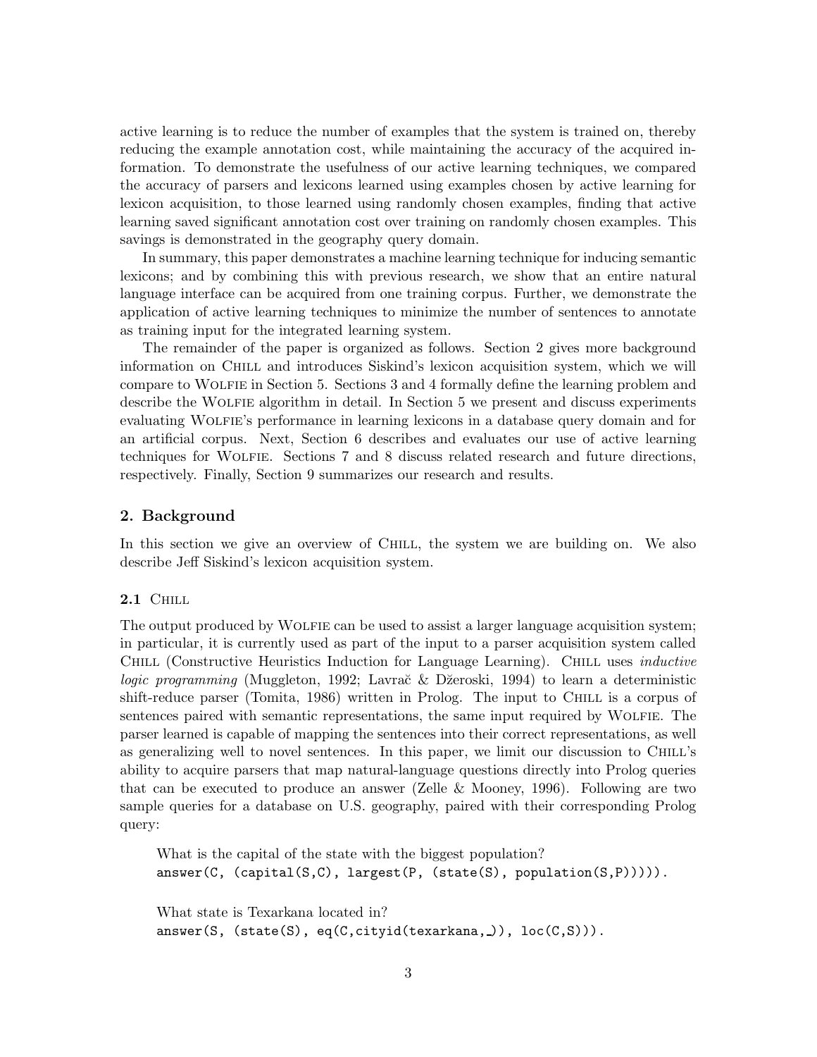active learning is to reduce the number of examples that the system is trained on, thereby reducing the example annotation cost, while maintaining the accuracy of the acquired information. To demonstrate the usefulness of our active learning techniques, we compared the accuracy of parsers and lexicons learned using examples chosen by active learning for lexicon acquisition, to those learned using randomly chosen examples, finding that active learning saved significant annotation cost over training on randomly chosen examples. This savings is demonstrated in the geography query domain.

In summary, this paper demonstrates a machine learning technique for inducing semantic lexicons; and by combining this with previous research, we show that an entire natural language interface can be acquired from one training corpus. Further, we demonstrate the application of active learning techniques to minimize the number of sentences to annotate as training input for the integrated learning system.

The remainder of the paper is organized as follows. Section 2 gives more background information on Chill and introduces Siskind's lexicon acquisition system, which we will compare to Wolfie in Section 5. Sections 3 and 4 formally define the learning problem and describe the Wolfie algorithm in detail. In Section 5 we present and discuss experiments evaluating Wolfie's performance in learning lexicons in a database query domain and for an artificial corpus. Next, Section 6 describes and evaluates our use of active learning techniques for Wolfie. Sections 7 and 8 discuss related research and future directions, respectively. Finally, Section 9 summarizes our research and results.

## 2. Background

In this section we give an overview of Chill, the system we are building on. We also describe Jeff Siskind's lexicon acquisition system.

### 2.1 Chill

The output produced by Wolfie can be used to assist a larger language acquisition system; in particular, it is currently used as part of the input to a parser acquisition system called Chill (Constructive Heuristics Induction for Language Learning). Chill uses *inductive logic programming* (Muggleton, 1992; Lavrač & Džeroski, 1994) to learn a deterministic shift-reduce parser (Tomita, 1986) written in Prolog. The input to Chill is a corpus of sentences paired with semantic representations, the same input required by Wolfie. The parser learned is capable of mapping the sentences into their correct representations, as well as generalizing well to novel sentences. In this paper, we limit our discussion to Chill's ability to acquire parsers that map natural-language questions directly into Prolog queries that can be executed to produce an answer (Zelle & Mooney, 1996). Following are two sample queries for a database on U.S. geography, paired with their corresponding Prolog query:

What is the capital of the state with the biggest population?
```
answer(C, (capital(S,C), largest(P, (state(S), population(S,P))))).
```

What state is Texarkana located in?
```
answer(S, (state(S), eq(C,cityid(texarkana,_)), loc(C,S))).
```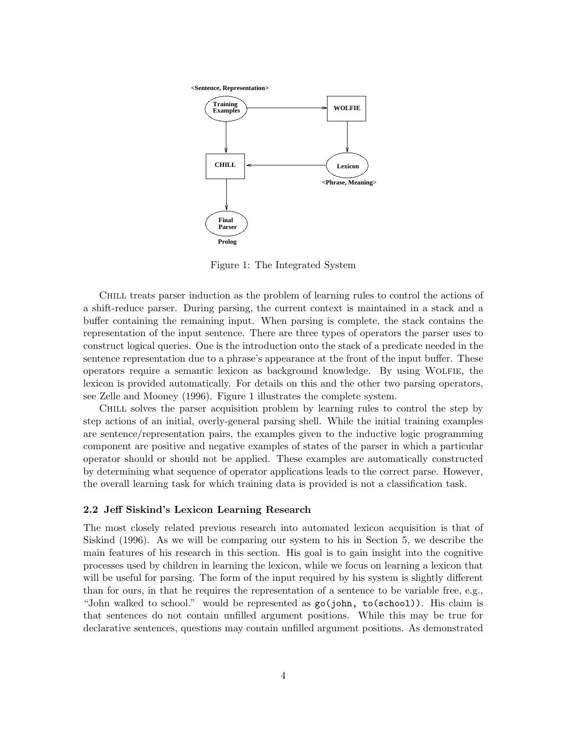Figure 1: The Integrated System

Chill treats parser induction as the problem of learning rules to control the actions of a shift-reduce parser. During parsing, the current context is maintained in a stack and a buffer containing the remaining input. When parsing is complete, the stack contains the representation of the input sentence. There are three types of operators the parser uses to construct logical queries. One is the introduction onto the stack of a predicate needed in the sentence representation due to a phrase's appearance at the front of the input buffer. These operators require a semantic lexicon as background knowledge. By using Wolfie, the lexicon is provided automatically. For details on this and the other two parsing operators, see Zelle and Mooney (1996). Figure 1 illustrates the complete system.

Chill solves the parser acquisition problem by learning rules to control the step by step actions of an initial, overly-general parsing shell. While the initial training examples are sentence/representation pairs, the examples given to the inductive logic programming component are positive and negative examples of states of the parser in which a particular operator should or should not be applied. These examples are automatically constructed by determining what sequence of operator applications leads to the correct parse. However, the overall learning task for which training data is provided is not a classification task.

### 2.2 Jeff Siskind's Lexicon Learning Research

The most closely related previous research into automated lexicon acquisition is that of Siskind (1996). As we will be comparing our system to his in Section 5, we describe the main features of his research in this section. His goal is to gain insight into the cognitive processes used by children in learning the lexicon, while we focus on learning a lexicon that will be useful for parsing. The form of the input required by his system is slightly different than for ours, in that he requires the representation of a sentence to be variable free, e.g., "John walked to school." would be represented as `go(john, to(school))`. His claim is that sentences do not contain unfilled argument positions. While this may be true for declarative sentences, questions may contain unfilled argument positions. As demonstrated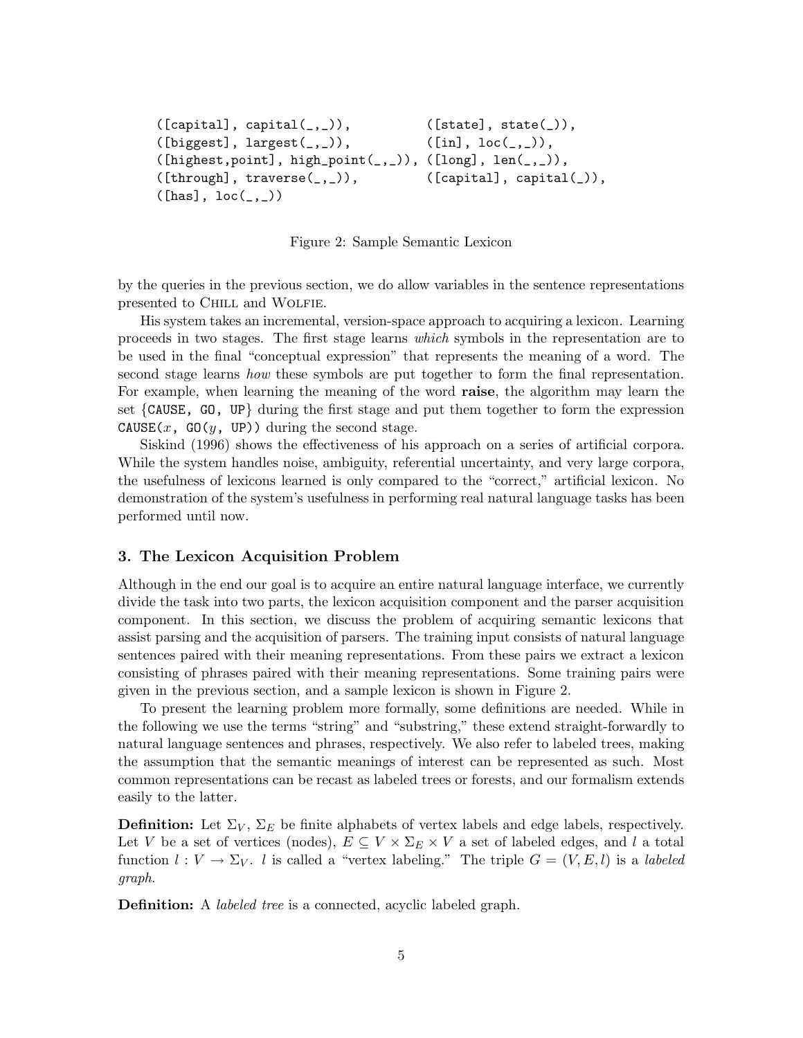```
([capital], capital(_,_)),          ([state], state(_)),
([biggest], largest(_,_)),          ([in], loc(_,_)),
([highest,point], high_point(_,_)), ([long], len(_,_)),
([through], traverse(_,_)),         ([capital], capital(_)),
([has], loc(_,_))
```

Figure 2: Sample Semantic Lexicon

by the queries in the previous section, we do allow variables in the sentence representations presented to Chill and Wolfie.

His system takes an incremental, version-space approach to acquiring a lexicon. Learning proceeds in two stages. The first stage learns *which* symbols in the representation are to be used in the final "conceptual expression" that represents the meaning of a word. The second stage learns *how* these symbols are put together to form the final representation. For example, when learning the meaning of the word **raise**, the algorithm may learn the set {CAUSE, GO, UP} during the first stage and put them together to form the expression CAUSE($x$, GO($y$, UP)) during the second stage.

Siskind (1996) shows the effectiveness of his approach on a series of artificial corpora. While the system handles noise, ambiguity, referential uncertainty, and very large corpora, the usefulness of lexicons learned is only compared to the "correct," artificial lexicon. No demonstration of the system's usefulness in performing real natural language tasks has been performed until now.

## 3. The Lexicon Acquisition Problem

Although in the end our goal is to acquire an entire natural language interface, we currently divide the task into two parts, the lexicon acquisition component and the parser acquisition component. In this section, we discuss the problem of acquiring semantic lexicons that assist parsing and the acquisition of parsers. The training input consists of natural language sentences paired with their meaning representations. From these pairs we extract a lexicon consisting of phrases paired with their meaning representations. Some training pairs were given in the previous section, and a sample lexicon is shown in Figure 2.

To present the learning problem more formally, some definitions are needed. While in the following we use the terms "string" and "substring," these extend straight-forwardly to natural language sentences and phrases, respectively. We also refer to labeled trees, making the assumption that the semantic meanings of interest can be represented as such. Most common representations can be recast as labeled trees or forests, and our formalism extends easily to the latter.

**Definition:** Let $\Sigma_V$, $\Sigma_E$ be finite alphabets of vertex labels and edge labels, respectively. Let $V$ be a set of vertices (nodes), $E \subseteq V \times \Sigma_E \times V$ a set of labeled edges, and $l$ a total function $l : V \rightarrow \Sigma_V$. $l$ is called a "vertex labeling." The triple $G = (V, E, l)$ is a *labeled graph*.

**Definition:** A *labeled tree* is a connected, acyclic labeled graph.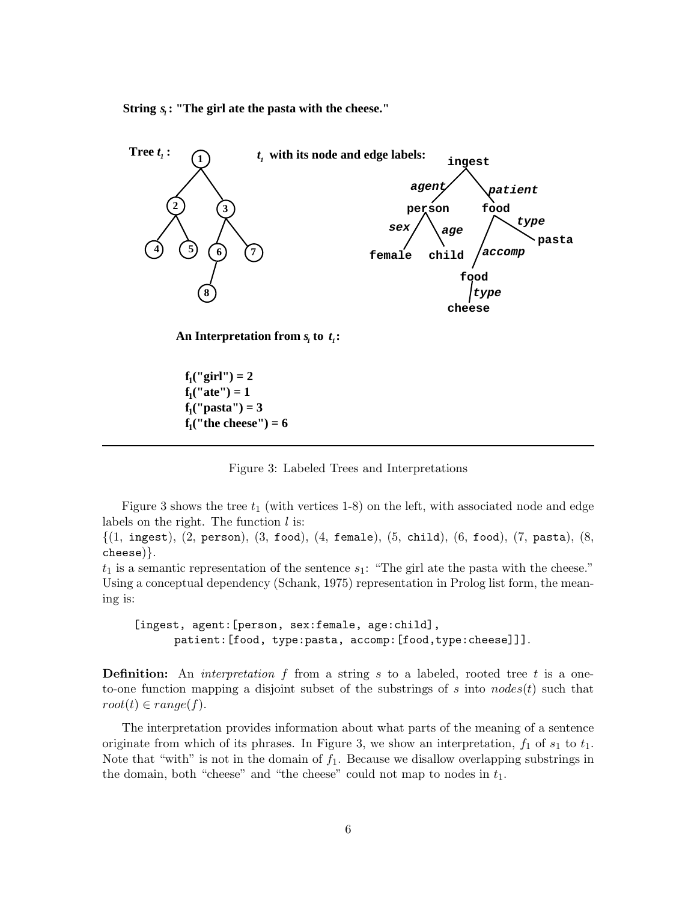**String $s_1$: "The girl ate the pasta with the cheese."**

**Tree $t_1$:**

**$t_1$ with its node and edge labels:**

**An Interpretation from $s_1$ to $t_1$:**

**$f_1$("girl") = 2**
**$f_1$("ate") = 1**
**$f_1$("pasta") = 3**
**$f_1$("the cheese") = 6**

Figure 3: Labeled Trees and Interpretations

Figure 3 shows the tree $t_1$ (with vertices 1-8) on the left, with associated node and edge labels on the right. The function $l$ is:
{(1, `ingest`), (2, `person`), (3, `food`), (4, `female`), (5, `child`), (6, `food`), (7, `pasta`), (8, `cheese`)}.
$t_1$ is a semantic representation of the sentence $s_1$: "The girl ate the pasta with the cheese." Using a conceptual dependency (Schank, 1975) representation in Prolog list form, the meaning is:

```
[ingest, agent:[person, sex:female, age:child],
      patient:[food, type:pasta, accomp:[food,type:cheese]]].
```

**Definition:** An *interpretation* $f$ from a string $s$ to a labeled, rooted tree $t$ is a one-to-one function mapping a disjoint subset of the substrings of $s$ into $nodes(t)$ such that $root(t) \in range(f)$.

The interpretation provides information about what parts of the meaning of a sentence originate from which of its phrases. In Figure 3, we show an interpretation, $f_1$ of $s_1$ to $t_1$. Note that "with" is not in the domain of $f_1$. Because we disallow overlapping substrings in the domain, both "cheese" and "the cheese" could not map to nodes in $t_1$.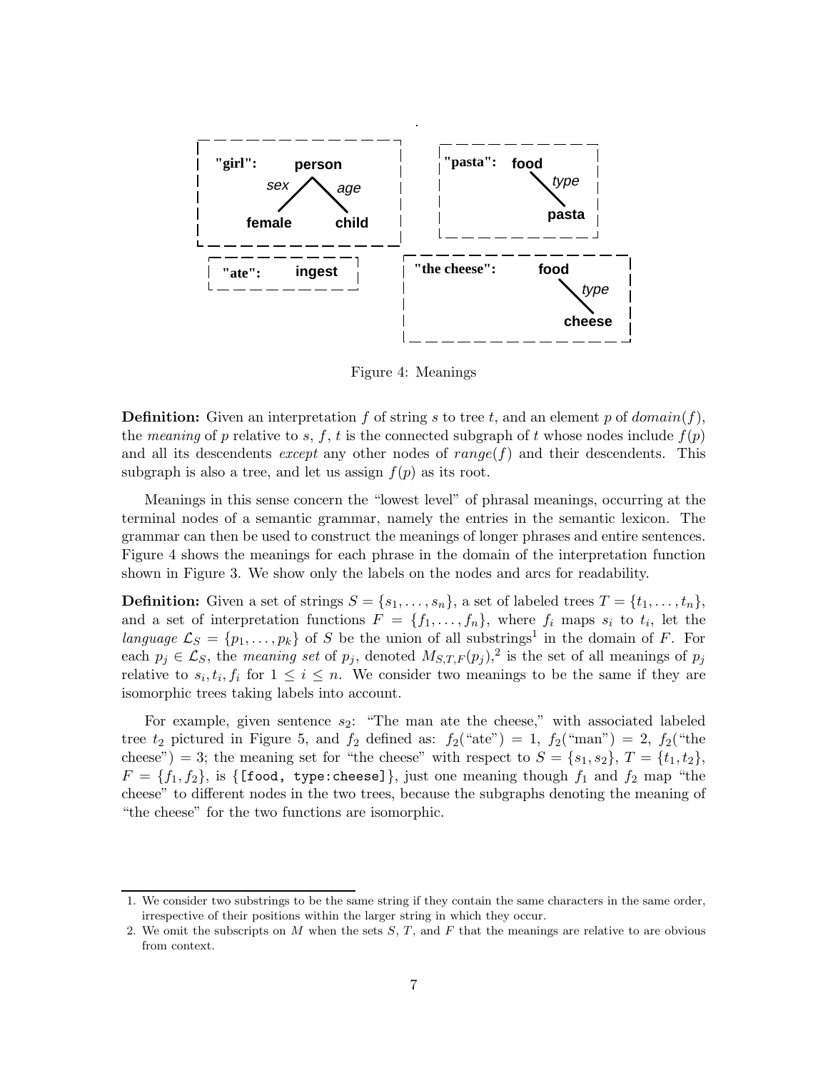Figure 4: Meanings

**Definition:** Given an interpretation $f$ of string $s$ to tree $t$, and an element $p$ of $domain(f)$, the *meaning* of $p$ relative to $s$, $f$, $t$ is the connected subgraph of $t$ whose nodes include $f(p)$ and all its descendents *except* any other nodes of $range(f)$ and their descendents. This subgraph is also a tree, and let us assign $f(p)$ as its root.

Meanings in this sense concern the "lowest level" of phrasal meanings, occurring at the terminal nodes of a semantic grammar, namely the entries in the semantic lexicon. The grammar can then be used to construct the meanings of longer phrases and entire sentences. Figure 4 shows the meanings for each phrase in the domain of the interpretation function shown in Figure 3. We show only the labels on the nodes and arcs for readability.

**Definition:** Given a set of strings $S = \{s_1, \ldots, s_n\}$, a set of labeled trees $T = \{t_1, \ldots, t_n\}$, and a set of interpretation functions $F = \{f_1, \ldots, f_n\}$, where $f_i$ maps $s_i$ to $t_i$, let the *language* $\mathcal{L}_S = \{p_1, \ldots, p_k\}$ of $S$ be the union of all substrings[1] in the domain of $F$. For each $p_j \in \mathcal{L}_S$, the *meaning set* of $p_j$, denoted $M_{S,T,F}(p_j)$,[2] is the set of all meanings of $p_j$ relative to $s_i, t_i, f_i$ for $1 \leq i \leq n$. We consider two meanings to be the same if they are isomorphic trees taking labels into account.

For example, given sentence $s_2$: "The man ate the cheese," with associated labeled tree $t_2$ pictured in Figure 5, and $f_2$ defined as: $f_2$("ate") = 1, $f_2$("man") = 2, $f_2$("the cheese") = 3; the meaning set for "the cheese" with respect to $S = \{s_1, s_2\}$, $T = \{t_1, t_2\}$, $F = \{f_1, f_2\}$, is {`[food, type:cheese]`}, just one meaning though $f_1$ and $f_2$ map "the cheese" to different nodes in the two trees, because the subgraphs denoting the meaning of "the cheese" for the two functions are isomorphic.

1. We consider two substrings to be the same string if they contain the same characters in the same order, irrespective of their positions within the larger string in which they occur.

2. We omit the subscripts on $M$ when the sets $S$, $T$, and $F$ that the meanings are relative to are obvious from context.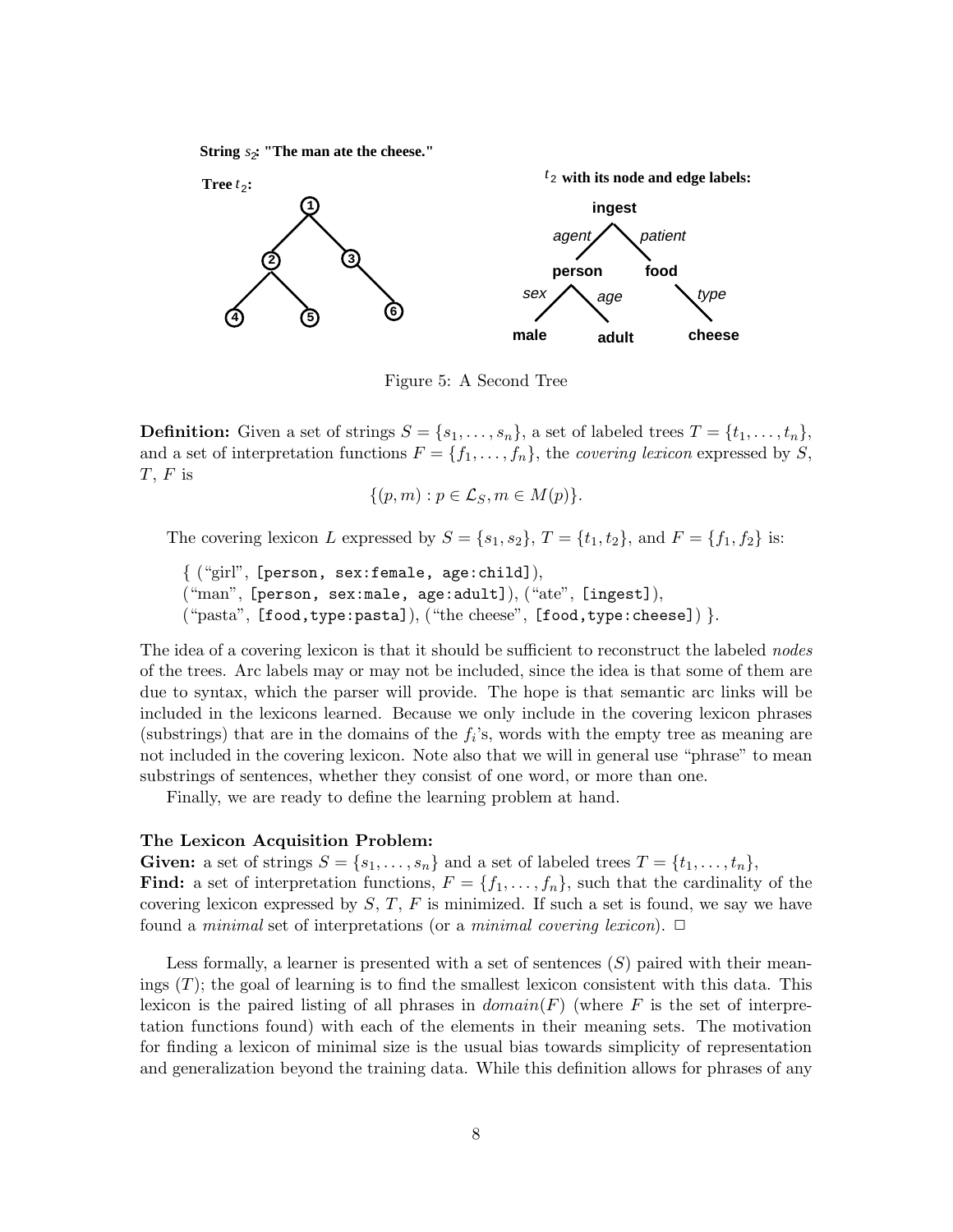String $s_2$: "The man ate the cheese."

Tree $t_2$:

$t_2$ with its node and edge labels:

Figure 5: A Second Tree

**Definition:** Given a set of strings $S = \{s_1, \ldots, s_n\}$, a set of labeled trees $T = \{t_1, \ldots, t_n\}$, and a set of interpretation functions $F = \{f_1, \ldots, f_n\}$, the *covering lexicon* expressed by $S$, $T$, $F$ is

$$\{(p, m) : p \in \mathcal{L}_S, m \in M(p)\}.$$

The covering lexicon $L$ expressed by $S = \{s_1, s_2\}$, $T = \{t_1, t_2\}$, and $F = \{f_1, f_2\}$ is:

{ ("girl", `[person, sex:female, age:child]`),
("man", `[person, sex:male, age:adult]`), ("ate", `[ingest]`),
("pasta", `[food,type:pasta]`), ("the cheese", `[food,type:cheese]`) }.

The idea of a covering lexicon is that it should be sufficient to reconstruct the labeled *nodes* of the trees. Arc labels may or may not be included, since the idea is that some of them are due to syntax, which the parser will provide. The hope is that semantic arc links will be included in the lexicons learned. Because we only include in the covering lexicon phrases (substrings) that are in the domains of the $f_i$'s, words with the empty tree as meaning are not included in the covering lexicon. Note also that we will in general use "phrase" to mean substrings of sentences, whether they consist of one word, or more than one.

Finally, we are ready to define the learning problem at hand.

**The Lexicon Acquisition Problem:**
**Given:** a set of strings $S = \{s_1, \ldots, s_n\}$ and a set of labeled trees $T = \{t_1, \ldots, t_n\}$,
**Find:** a set of interpretation functions, $F = \{f_1, \ldots, f_n\}$, such that the cardinality of the covering lexicon expressed by $S$, $T$, $F$ is minimized. If such a set is found, we say we have found a *minimal* set of interpretations (or a *minimal covering lexicon*). □

Less formally, a learner is presented with a set of sentences ($S$) paired with their meanings ($T$); the goal of learning is to find the smallest lexicon consistent with this data. This lexicon is the paired listing of all phrases in *domain*($F$) (where $F$ is the set of interpretation functions found) with each of the elements in their meaning sets. The motivation for finding a lexicon of minimal size is the usual bias towards simplicity of representation and generalization beyond the training data. While this definition allows for phrases of any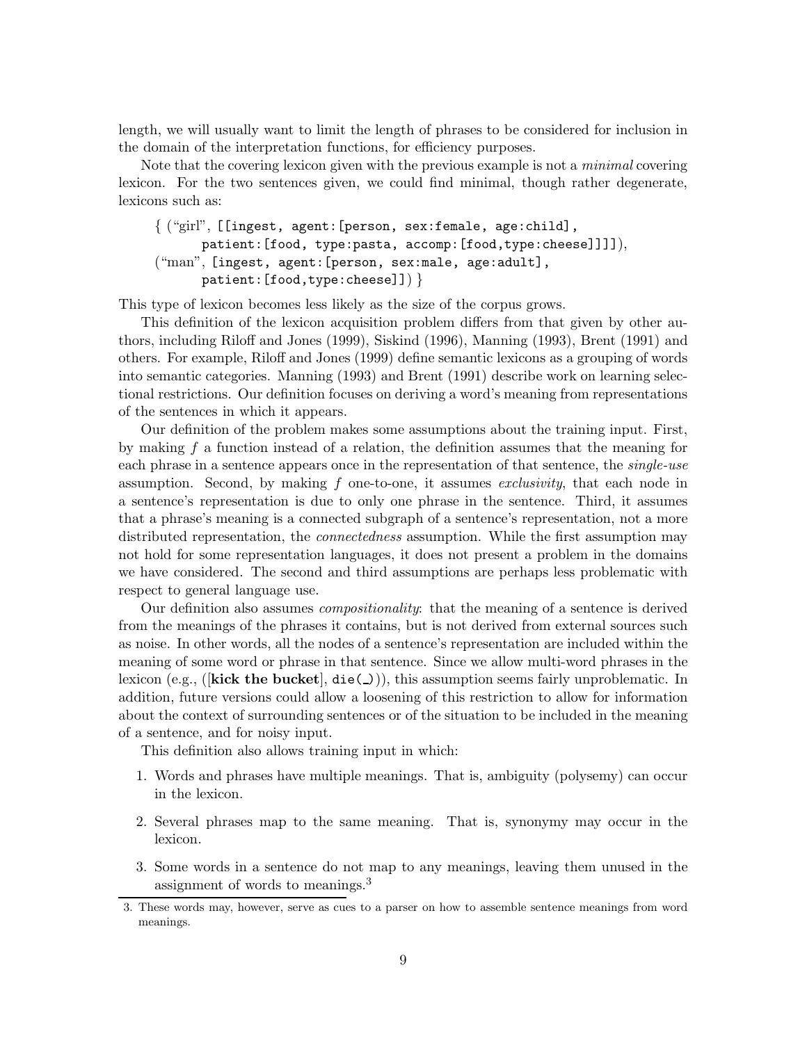length, we will usually want to limit the length of phrases to be considered for inclusion in the domain of the interpretation functions, for efficiency purposes.

Note that the covering lexicon given with the previous example is not a *minimal* covering lexicon. For the two sentences given, we could find minimal, though rather degenerate, lexicons such as:

{ ("girl", `[[ingest, agent:[person, sex:female, age:child], patient:[food, type:pasta, accomp:[food,type:cheese]]]]`),
("man", `[ingest, agent:[person, sex:male, age:adult], patient:[food,type:cheese]]`) }

This type of lexicon becomes less likely as the size of the corpus grows.

This definition of the lexicon acquisition problem differs from that given by other authors, including Riloff and Jones (1999), Siskind (1996), Manning (1993), Brent (1991) and others. For example, Riloff and Jones (1999) define semantic lexicons as a grouping of words into semantic categories. Manning (1993) and Brent (1991) describe work on learning selectional restrictions. Our definition focuses on deriving a word's meaning from representations of the sentences in which it appears.

Our definition of the problem makes some assumptions about the training input. First, by making $f$ a function instead of a relation, the definition assumes that the meaning for each phrase in a sentence appears once in the representation of that sentence, the *single-use* assumption. Second, by making $f$ one-to-one, it assumes *exclusivity*, that each node in a sentence's representation is due to only one phrase in the sentence. Third, it assumes that a phrase's meaning is a connected subgraph of a sentence's representation, not a more distributed representation, the *connectedness* assumption. While the first assumption may not hold for some representation languages, it does not present a problem in the domains we have considered. The second and third assumptions are perhaps less problematic with respect to general language use.

Our definition also assumes *compositionality*: that the meaning of a sentence is derived from the meanings of the phrases it contains, but is not derived from external sources such as noise. In other words, all the nodes of a sentence's representation are included within the meaning of some word or phrase in that sentence. Since we allow multi-word phrases in the lexicon (e.g., ([**kick the bucket**], `die(_)`)), this assumption seems fairly unproblematic. In addition, future versions could allow a loosening of this restriction to allow for information about the context of surrounding sentences or of the situation to be included in the meaning of a sentence, and for noisy input.

This definition also allows training input in which:

1. Words and phrases have multiple meanings. That is, ambiguity (polysemy) can occur in the lexicon.
2. Several phrases map to the same meaning. That is, synonymy may occur in the lexicon.
3. Some words in a sentence do not map to any meanings, leaving them unused in the assignment of words to meanings.[3]

3. These words may, however, serve as cues to a parser on how to assemble sentence meanings from word meanings.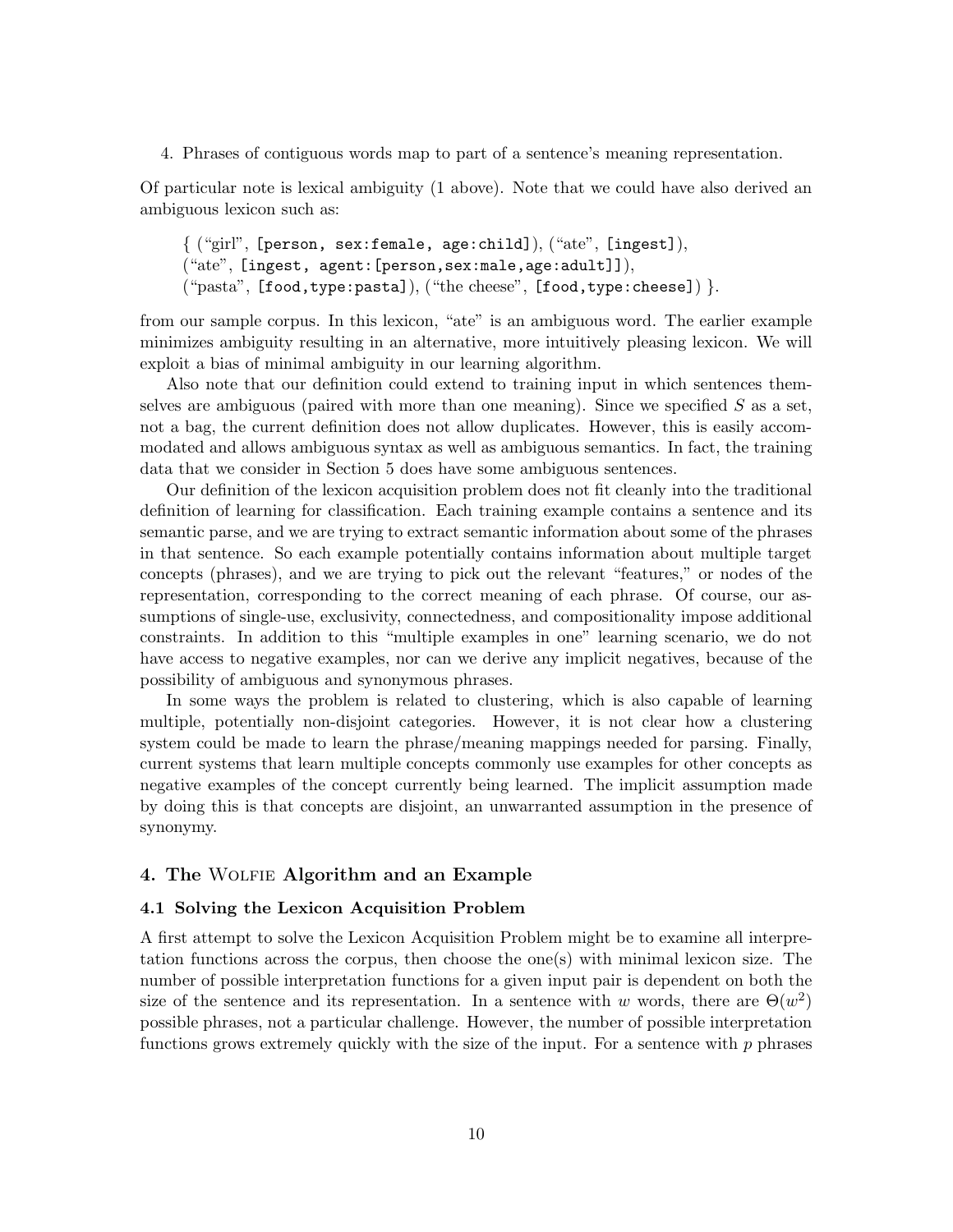4. Phrases of contiguous words map to part of a sentence's meaning representation.

Of particular note is lexical ambiguity (1 above). Note that we could have also derived an ambiguous lexicon such as:

> { ("girl", `[person, sex:female, age:child]`), ("ate", `[ingest]`),
> ("ate", `[ingest, agent:[person,sex:male,age:adult]]`),
> ("pasta", `[food,type:pasta]`), ("the cheese", `[food,type:cheese]`) }.

from our sample corpus. In this lexicon, "ate" is an ambiguous word. The earlier example minimizes ambiguity resulting in an alternative, more intuitively pleasing lexicon. We will exploit a bias of minimal ambiguity in our learning algorithm.

Also note that our definition could extend to training input in which sentences themselves are ambiguous (paired with more than one meaning). Since we specified $S$ as a set, not a bag, the current definition does not allow duplicates. However, this is easily accommodated and allows ambiguous syntax as well as ambiguous semantics. In fact, the training data that we consider in Section 5 does have some ambiguous sentences.

Our definition of the lexicon acquisition problem does not fit cleanly into the traditional definition of learning for classification. Each training example contains a sentence and its semantic parse, and we are trying to extract semantic information about some of the phrases in that sentence. So each example potentially contains information about multiple target concepts (phrases), and we are trying to pick out the relevant "features," or nodes of the representation, corresponding to the correct meaning of each phrase. Of course, our assumptions of single-use, exclusivity, connectedness, and compositionality impose additional constraints. In addition to this "multiple examples in one" learning scenario, we do not have access to negative examples, nor can we derive any implicit negatives, because of the possibility of ambiguous and synonymous phrases.

In some ways the problem is related to clustering, which is also capable of learning multiple, potentially non-disjoint categories. However, it is not clear how a clustering system could be made to learn the phrase/meaning mappings needed for parsing. Finally, current systems that learn multiple concepts commonly use examples for other concepts as negative examples of the concept currently being learned. The implicit assumption made by doing this is that concepts are disjoint, an unwarranted assumption in the presence of synonymy.

## 4. The Wolfie Algorithm and an Example

### 4.1 Solving the Lexicon Acquisition Problem

A first attempt to solve the Lexicon Acquisition Problem might be to examine all interpretation functions across the corpus, then choose the one(s) with minimal lexicon size. The number of possible interpretation functions for a given input pair is dependent on both the size of the sentence and its representation. In a sentence with $w$ words, there are $\Theta(w^2)$ possible phrases, not a particular challenge. However, the number of possible interpretation functions grows extremely quickly with the size of the input. For a sentence with $p$ phrases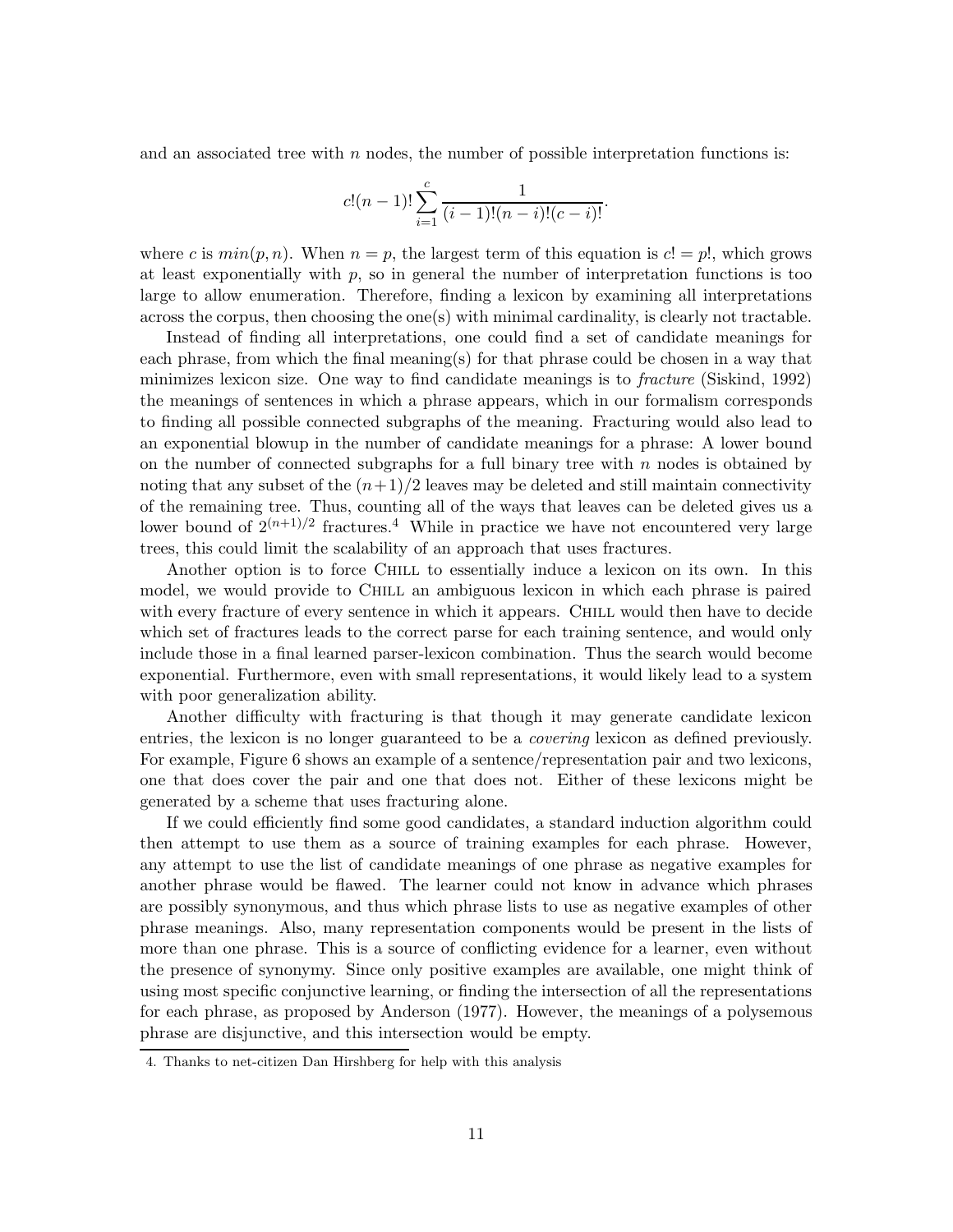and an associated tree with $n$ nodes, the number of possible interpretation functions is:

$$c!(n-1)!\sum_{i=1}^{c}\frac{1}{(i-1)!(n-i)!(c-i)!}.$$

where $c$ is $min(p, n)$. When $n = p$, the largest term of this equation is $c! = p!$, which grows at least exponentially with $p$, so in general the number of interpretation functions is too large to allow enumeration. Therefore, finding a lexicon by examining all interpretations across the corpus, then choosing the one(s) with minimal cardinality, is clearly not tractable.

Instead of finding all interpretations, one could find a set of candidate meanings for each phrase, from which the final meaning(s) for that phrase could be chosen in a way that minimizes lexicon size. One way to find candidate meanings is to *fracture* (Siskind, 1992) the meanings of sentences in which a phrase appears, which in our formalism corresponds to finding all possible connected subgraphs of the meaning. Fracturing would also lead to an exponential blowup in the number of candidate meanings for a phrase: A lower bound on the number of connected subgraphs for a full binary tree with $n$ nodes is obtained by noting that any subset of the $(n+1)/2$ leaves may be deleted and still maintain connectivity of the remaining tree. Thus, counting all of the ways that leaves can be deleted gives us a lower bound of $2^{(n+1)/2}$ fractures.[4] While in practice we have not encountered very large trees, this could limit the scalability of an approach that uses fractures.

Another option is to force Chill to essentially induce a lexicon on its own. In this model, we would provide to Chill an ambiguous lexicon in which each phrase is paired with every fracture of every sentence in which it appears. Chill would then have to decide which set of fractures leads to the correct parse for each training sentence, and would only include those in a final learned parser-lexicon combination. Thus the search would become exponential. Furthermore, even with small representations, it would likely lead to a system with poor generalization ability.

Another difficulty with fracturing is that though it may generate candidate lexicon entries, the lexicon is no longer guaranteed to be a *covering* lexicon as defined previously. For example, Figure 6 shows an example of a sentence/representation pair and two lexicons, one that does cover the pair and one that does not. Either of these lexicons might be generated by a scheme that uses fracturing alone.

If we could efficiently find some good candidates, a standard induction algorithm could then attempt to use them as a source of training examples for each phrase. However, any attempt to use the list of candidate meanings of one phrase as negative examples for another phrase would be flawed. The learner could not know in advance which phrases are possibly synonymous, and thus which phrase lists to use as negative examples of other phrase meanings. Also, many representation components would be present in the lists of more than one phrase. This is a source of conflicting evidence for a learner, even without the presence of synonymy. Since only positive examples are available, one might think of using most specific conjunctive learning, or finding the intersection of all the representations for each phrase, as proposed by Anderson (1977). However, the meanings of a polysemous phrase are disjunctive, and this intersection would be empty.

4. Thanks to net-citizen Dan Hirshberg for help with this analysis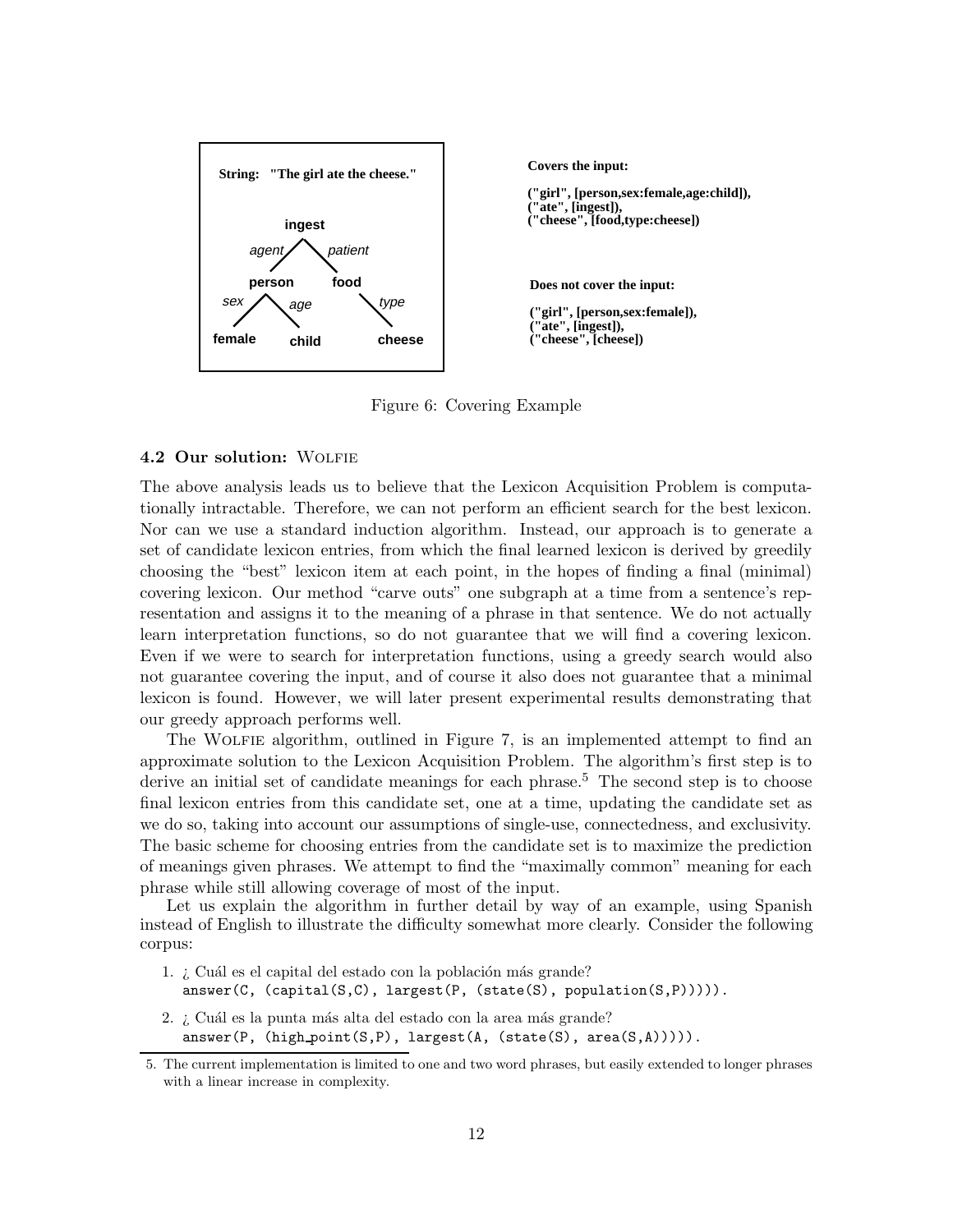String: "The girl ate the cheese."

Covers the input:

("girl", [person,sex:female,age:child]),
("ate", [ingest]),
("cheese", [food,type:cheese])

Does not cover the input:

("girl", [person,sex:female]),
("ate", [ingest]),
("cheese", [cheese])

Figure 6: Covering Example

### 4.2 Our solution: Wolfie

The above analysis leads us to believe that the Lexicon Acquisition Problem is computationally intractable. Therefore, we can not perform an efficient search for the best lexicon. Nor can we use a standard induction algorithm. Instead, our approach is to generate a set of candidate lexicon entries, from which the final learned lexicon is derived by greedily choosing the "best" lexicon item at each point, in the hopes of finding a final (minimal) covering lexicon. Our method "carve outs" one subgraph at a time from a sentence's representation and assigns it to the meaning of a phrase in that sentence. We do not actually learn interpretation functions, so do not guarantee that we will find a covering lexicon. Even if we were to search for interpretation functions, using a greedy search would also not guarantee covering the input, and of course it also does not guarantee that a minimal lexicon is found. However, we will later present experimental results demonstrating that our greedy approach performs well.

The Wolfie algorithm, outlined in Figure 7, is an implemented attempt to find an approximate solution to the Lexicon Acquisition Problem. The algorithm's first step is to derive an initial set of candidate meanings for each phrase.[5] The second step is to choose final lexicon entries from this candidate set, one at a time, updating the candidate set as we do so, taking into account our assumptions of single-use, connectedness, and exclusivity. The basic scheme for choosing entries from the candidate set is to maximize the prediction of meanings given phrases. We attempt to find the "maximally common" meaning for each phrase while still allowing coverage of most of the input.

Let us explain the algorithm in further detail by way of an example, using Spanish instead of English to illustrate the difficulty somewhat more clearly. Consider the following corpus:

1. ¿ Cuál es el capital del estado con la población más grande?
   `answer(C, (capital(S,C), largest(P, (state(S), population(S,P))))).`
2. ¿ Cuál es la punta más alta del estado con la area más grande?
   `answer(P, (high_point(S,P), largest(A, (state(S), area(S,A))))).`

5. The current implementation is limited to one and two word phrases, but easily extended to longer phrases with a linear increase in complexity.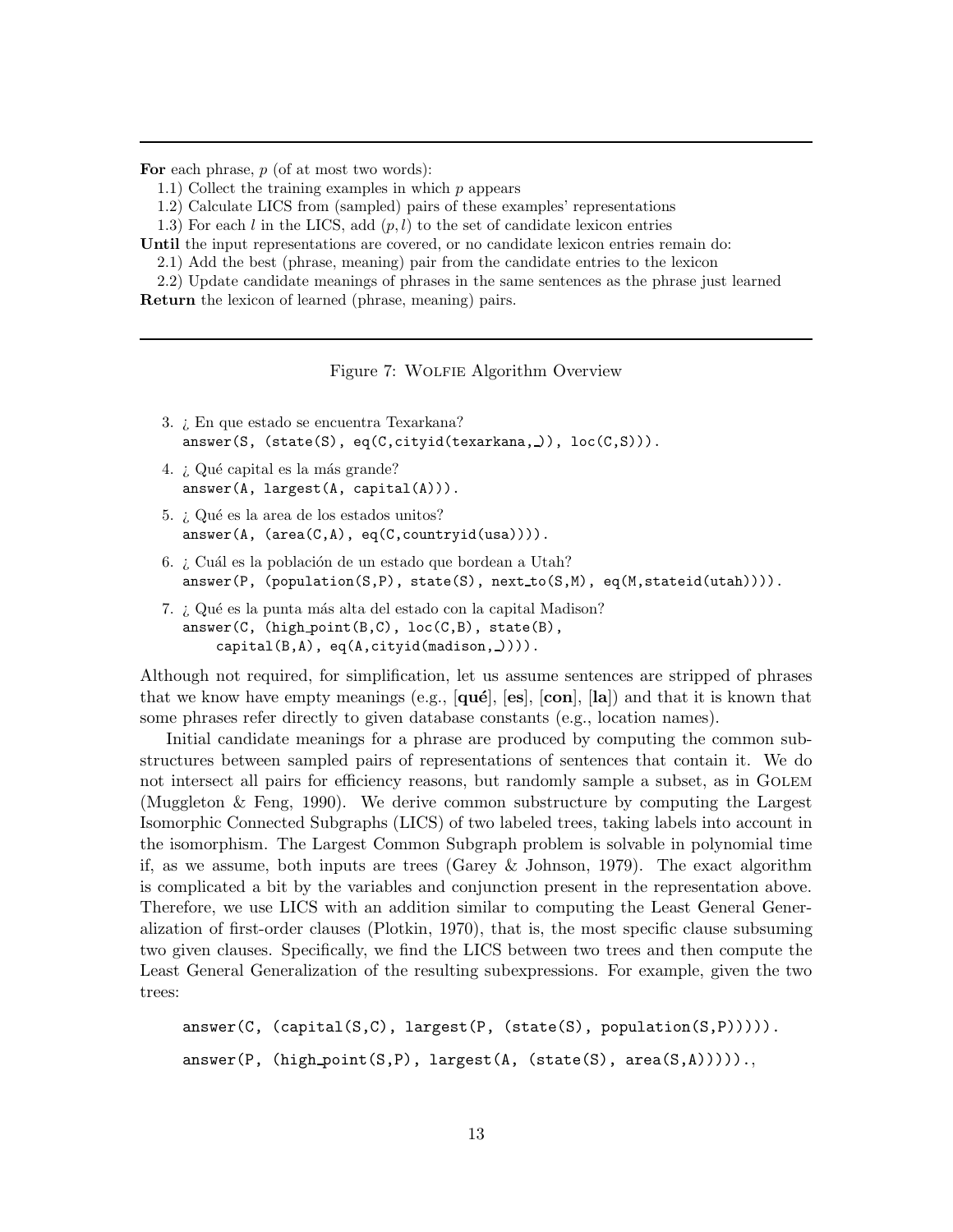---

**For** each phrase, $p$ (of at most two words):

1.1) Collect the training examples in which $p$ appears

1.2) Calculate LICS from (sampled) pairs of these examples' representations

1.3) For each $l$ in the LICS, add $(p, l)$ to the set of candidate lexicon entries

**Until** the input representations are covered, or no candidate lexicon entries remain do:

2.1) Add the best (phrase, meaning) pair from the candidate entries to the lexicon

2.2) Update candidate meanings of phrases in the same sentences as the phrase just learned

**Return** the lexicon of learned (phrase, meaning) pairs.

---

Figure 7: WOLFIE Algorithm Overview

3. ¿ En que estado se encuentra Texarkana?
   `answer(S, (state(S), eq(C,cityid(texarkana,_)), loc(C,S))).`
4. ¿ Qué capital es la más grande?
   `answer(A, largest(A, capital(A))).`
5. ¿ Qué es la area de los estados unitos?
   `answer(A, (area(C,A), eq(C,countryid(usa)))).`
6. ¿ Cuál es la población de un estado que bordean a Utah?
   `answer(P, (population(S,P), state(S), next_to(S,M), eq(M,stateid(utah)))).`
7. ¿ Qué es la punta más alta del estado con la capital Madison?
   ```
   answer(C, (high_point(B,C), loc(C,B), state(B),
       capital(B,A), eq(A,cityid(madison,_)))).
   ```

Although not required, for simplification, let us assume sentences are stripped of phrases that we know have empty meanings (e.g., [**qué**], [**es**], [**con**], [**la**]) and that it is known that some phrases refer directly to given database constants (e.g., location names).

Initial candidate meanings for a phrase are produced by computing the common substructures between sampled pairs of representations of sentences that contain it. We do not intersect all pairs for efficiency reasons, but randomly sample a subset, as in GOLEM (Muggleton & Feng, 1990). We derive common substructure by computing the Largest Isomorphic Connected Subgraphs (LICS) of two labeled trees, taking labels into account in the isomorphism. The Largest Common Subgraph problem is solvable in polynomial time if, as we assume, both inputs are trees (Garey & Johnson, 1979). The exact algorithm is complicated a bit by the variables and conjunction present in the representation above. Therefore, we use LICS with an addition similar to computing the Least General Generalization of first-order clauses (Plotkin, 1970), that is, the most specific clause subsuming two given clauses. Specifically, we find the LICS between two trees and then compute the Least General Generalization of the resulting subexpressions. For example, given the two trees:

```
answer(C, (capital(S,C), largest(P, (state(S), population(S,P))))).
answer(P, (high_point(S,P), largest(A, (state(S), area(S,A))))).,
```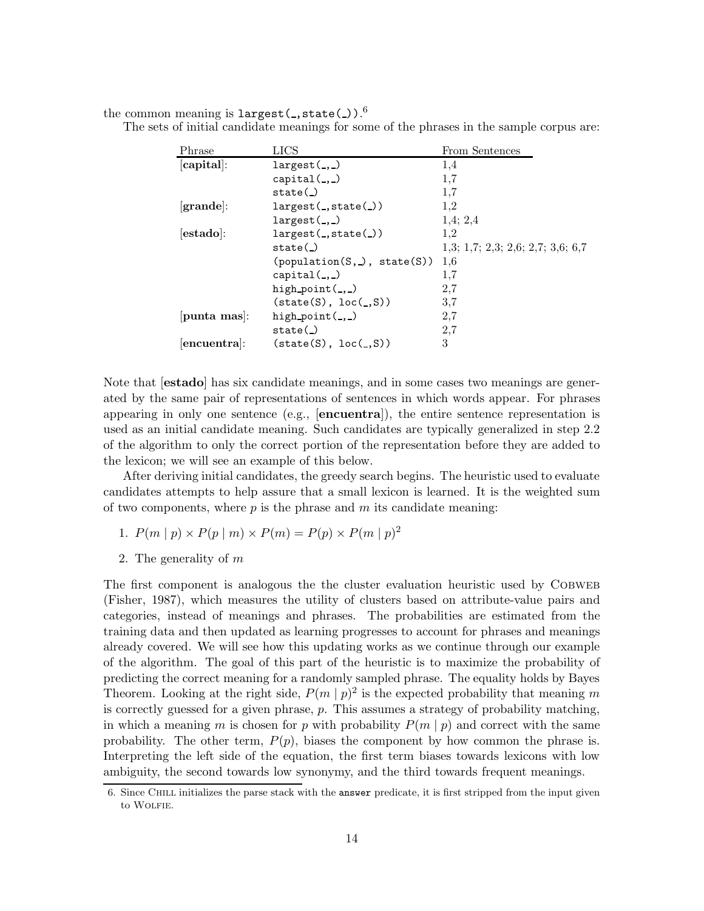the common meaning is `largest(_,state(_))`.[6]

The sets of initial candidate meanings for some of the phrases in the sample corpus are:

| Phrase | LICS | From Sentences |
|---|---|---|
| [**capital**]: | `largest(_,_)` | 1,4 |
| | `capital(_,_)` | 1,7 |
| | `state(_)` | 1,7 |
| [**grande**]: | `largest(_,state(_))` | 1,2 |
| | `largest(_,_)` | 1,4; 2,4 |
| [**estado**]: | `largest(_,state(_))` | 1,2 |
| | `state(_)` | 1,3; 1,7; 2,3; 2,6; 2,7; 3,6; 6,7 |
| | `(population(S,_), state(S))` | 1,6 |
| | `capital(_,_)` | 1,7 |
| | `high_point(_,_)` | 2,7 |
| | `(state(S), loc(_,S))` | 3,7 |
| [**punta mas**]: | `high_point(_,_)` | 2,7 |
| | `state(_)` | 2,7 |
| [**encuentra**]: | `(state(S), loc(_,S))` | 3 |

Note that [**estado**] has six candidate meanings, and in some cases two meanings are generated by the same pair of representations of sentences in which words appear. For phrases appearing in only one sentence (e.g., [**encuentra**]), the entire sentence representation is used as an initial candidate meaning. Such candidates are typically generalized in step 2.2 of the algorithm to only the correct portion of the representation before they are added to the lexicon; we will see an example of this below.

After deriving initial candidates, the greedy search begins. The heuristic used to evaluate candidates attempts to help assure that a small lexicon is learned. It is the weighted sum of two components, where $p$ is the phrase and $m$ its candidate meaning:

1. $P(m \mid p) \times P(p \mid m) \times P(m) = P(p) \times P(m \mid p)^2$
2. The generality of $m$

The first component is analogous the the cluster evaluation heuristic used by Cobweb (Fisher, 1987), which measures the utility of clusters based on attribute-value pairs and categories, instead of meanings and phrases. The probabilities are estimated from the training data and then updated as learning progresses to account for phrases and meanings already covered. We will see how this updating works as we continue through our example of the algorithm. The goal of this part of the heuristic is to maximize the probability of predicting the correct meaning for a randomly sampled phrase. The equality holds by Bayes Theorem. Looking at the right side, $P(m \mid p)^2$ is the expected probability that meaning $m$ is correctly guessed for a given phrase, $p$. This assumes a strategy of probability matching, in which a meaning $m$ is chosen for $p$ with probability $P(m \mid p)$ and correct with the same probability. The other term, $P(p)$, biases the component by how common the phrase is. Interpreting the left side of the equation, the first term biases towards lexicons with low ambiguity, the second towards low synonymy, and the third towards frequent meanings.

6. Since Chill initializes the parse stack with the `answer` predicate, it is first stripped from the input given to Wolfie.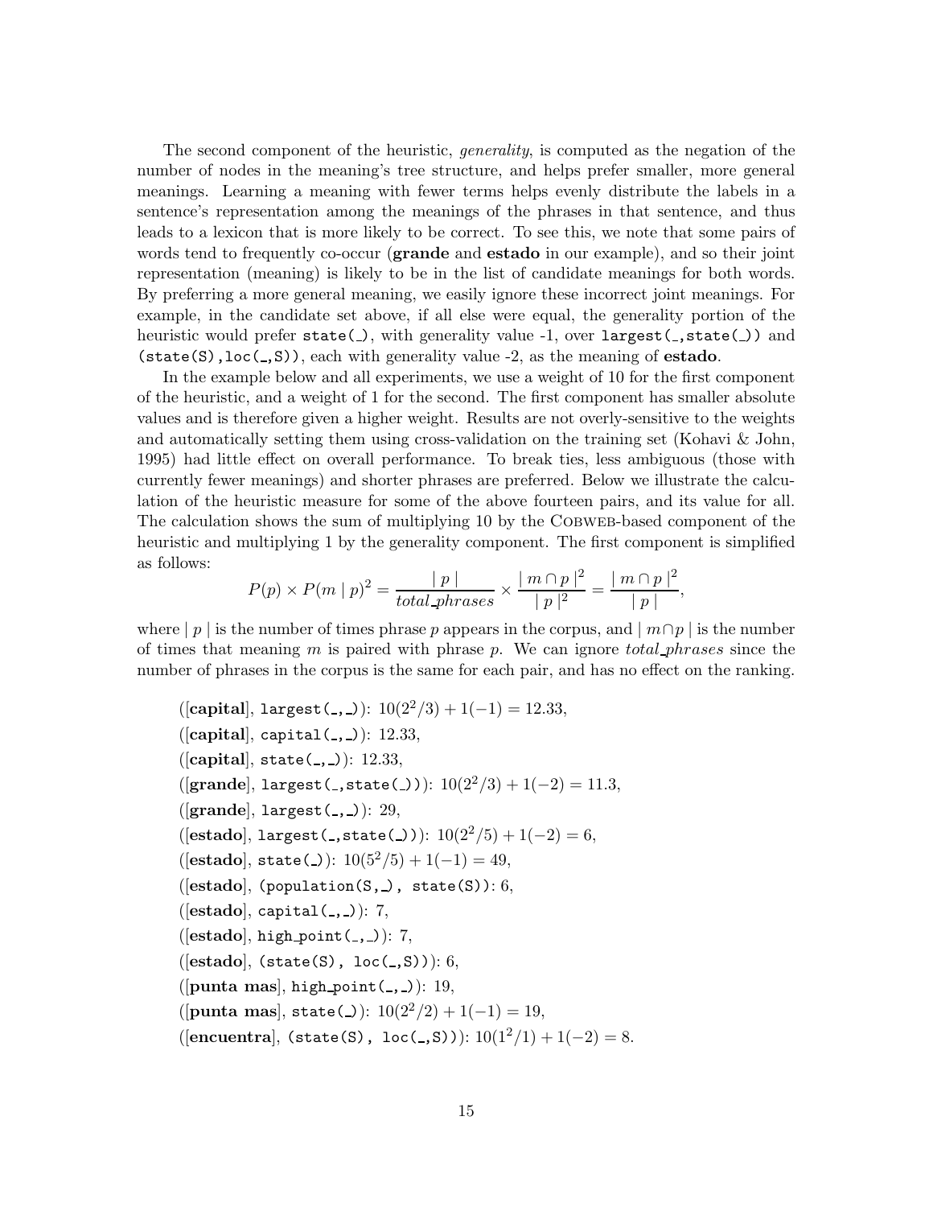The second component of the heuristic, *generality*, is computed as the negation of the number of nodes in the meaning's tree structure, and helps prefer smaller, more general meanings. Learning a meaning with fewer terms helps evenly distribute the labels in a sentence's representation among the meanings of the phrases in that sentence, and thus leads to a lexicon that is more likely to be correct. To see this, we note that some pairs of words tend to frequently co-occur (**grande** and **estado** in our example), and so their joint representation (meaning) is likely to be in the list of candidate meanings for both words. By preferring a more general meaning, we easily ignore these incorrect joint meanings. For example, in the candidate set above, if all else were equal, the generality portion of the heuristic would prefer `state(_)`, with generality value -1, over `largest(_,state(_))` and `(state(S),loc(_,S))`, each with generality value -2, as the meaning of **estado**.

In the example below and all experiments, we use a weight of 10 for the first component of the heuristic, and a weight of 1 for the second. The first component has smaller absolute values and is therefore given a higher weight. Results are not overly-sensitive to the weights and automatically setting them using cross-validation on the training set (Kohavi & John, 1995) had little effect on overall performance. To break ties, less ambiguous (those with currently fewer meanings) and shorter phrases are preferred. Below we illustrate the calculation of the heuristic measure for some of the above fourteen pairs, and its value for all. The calculation shows the sum of multiplying 10 by the COBWEB-based component of the heuristic and multiplying 1 by the generality component. The first component is simplified as follows:

$$P(p) \times P(m \mid p)^2 = \frac{\mid p \mid}{total\_phrases} \times \frac{\mid m \cap p \mid^2}{\mid p \mid^2} = \frac{\mid m \cap p \mid^2}{\mid p \mid},$$

where $\mid p \mid$ is the number of times phrase $p$ appears in the corpus, and $\mid m \cap p \mid$ is the number of times that meaning $m$ is paired with phrase $p$. We can ignore *total_phrases* since the number of phrases in the corpus is the same for each pair, and has no effect on the ranking.

([**capital**], `largest(_,_)`): $10(2^2/3) + 1(-1) = 12.33$,
([**capital**], `capital(_,_)`): 12.33,
([**capital**], `state(_,_)`): 12.33,
([**grande**], `largest(_,state(_))`): $10(2^2/3) + 1(-2) = 11.3$,
([**grande**], `largest(_,_)`): 29,
([**estado**], `largest(_,state(_))`): $10(2^2/5) + 1(-2) = 6$,
([**estado**], `state(_)`): $10(5^2/5) + 1(-1) = 49$,
([**estado**], `(population(S,_), state(S))`: 6,
([**estado**], `capital(_,_)`): 7,
([**estado**], `high_point(_,_)`): 7,
([**estado**], `(state(S), loc(_,S))`): 6,
([**punta mas**], `high_point(_,_)`): 19,
([**punta mas**], `state(_)`): $10(2^2/2) + 1(-1) = 19$,
([**encuentra**], `(state(S), loc(_,S))`): $10(1^2/1) + 1(-2) = 8$.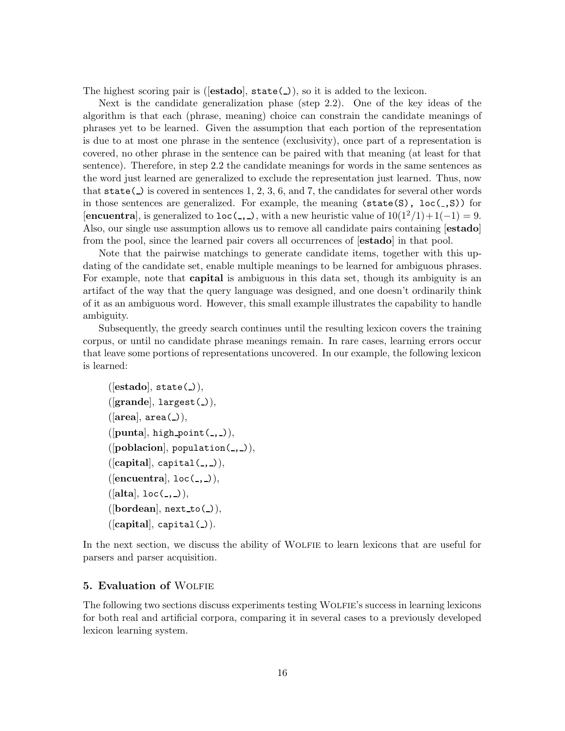The highest scoring pair is ([**estado**], `state(_)`), so it is added to the lexicon.

Next is the candidate generalization phase (step 2.2). One of the key ideas of the algorithm is that each (phrase, meaning) choice can constrain the candidate meanings of phrases yet to be learned. Given the assumption that each portion of the representation is due to at most one phrase in the sentence (exclusivity), once part of a representation is covered, no other phrase in the sentence can be paired with that meaning (at least for that sentence). Therefore, in step 2.2 the candidate meanings for words in the same sentences as the word just learned are generalized to exclude the representation just learned. Thus, now that `state(_)` is covered in sentences 1, 2, 3, 6, and 7, the candidates for several other words in those sentences are generalized. For example, the meaning `(state(S), loc(_,S))` for [**encuentra**], is generalized to `loc(_,_)`, with a new heuristic value of $10(1^2/1)+1(-1) = 9$. Also, our single use assumption allows us to remove all candidate pairs containing [**estado**] from the pool, since the learned pair covers all occurrences of [**estado**] in that pool.

Note that the pairwise matchings to generate candidate items, together with this updating of the candidate set, enable multiple meanings to be learned for ambiguous phrases. For example, note that **capital** is ambiguous in this data set, though its ambiguity is an artifact of the way that the query language was designed, and one doesn't ordinarily think of it as an ambiguous word. However, this small example illustrates the capability to handle ambiguity.

Subsequently, the greedy search continues until the resulting lexicon covers the training corpus, or until no candidate phrase meanings remain. In rare cases, learning errors occur that leave some portions of representations uncovered. In our example, the following lexicon is learned:

([**estado**], `state(_)`),
([**grande**], `largest(_)`),
([**area**], `area(_)`),
([**punta**], `high_point(_,_)`),
([**poblacion**], `population(_,_)`),
([**capital**], `capital(_,_)`),
([**encuentra**], `loc(_,_)`),
([**alta**], `loc(_,_)`),
([**bordean**], `next_to(_)`),
([**capital**], `capital(_)`).

In the next section, we discuss the ability of Wolfie to learn lexicons that are useful for parsers and parser acquisition.

## 5. Evaluation of Wolfie

The following two sections discuss experiments testing Wolfie's success in learning lexicons for both real and artificial corpora, comparing it in several cases to a previously developed lexicon learning system.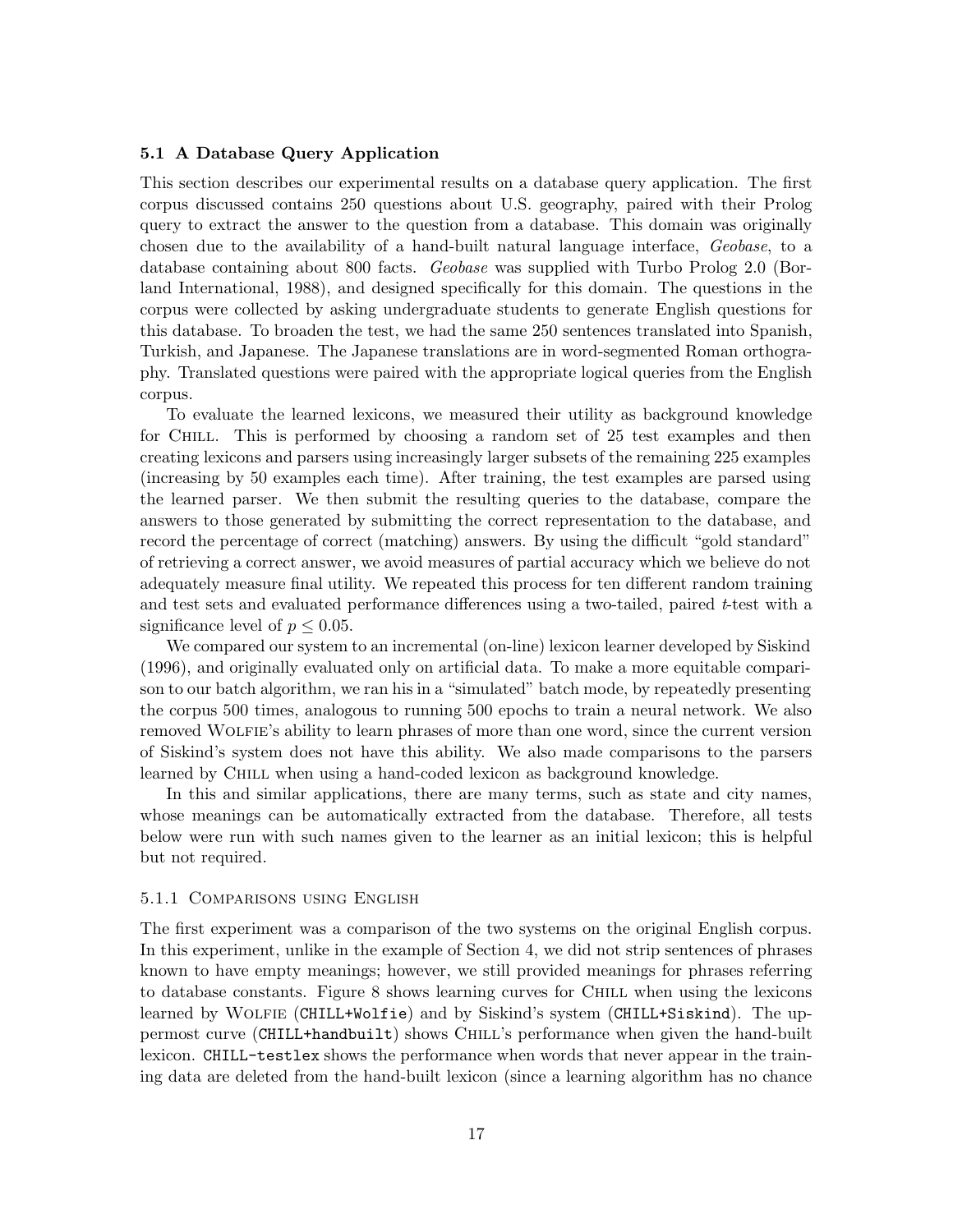### 5.1 A Database Query Application

This section describes our experimental results on a database query application. The first corpus discussed contains 250 questions about U.S. geography, paired with their Prolog query to extract the answer to the question from a database. This domain was originally chosen due to the availability of a hand-built natural language interface, *Geobase*, to a database containing about 800 facts. *Geobase* was supplied with Turbo Prolog 2.0 (Borland International, 1988), and designed specifically for this domain. The questions in the corpus were collected by asking undergraduate students to generate English questions for this database. To broaden the test, we had the same 250 sentences translated into Spanish, Turkish, and Japanese. The Japanese translations are in word-segmented Roman orthography. Translated questions were paired with the appropriate logical queries from the English corpus.

To evaluate the learned lexicons, we measured their utility as background knowledge for Chill. This is performed by choosing a random set of 25 test examples and then creating lexicons and parsers using increasingly larger subsets of the remaining 225 examples (increasing by 50 examples each time). After training, the test examples are parsed using the learned parser. We then submit the resulting queries to the database, compare the answers to those generated by submitting the correct representation to the database, and record the percentage of correct (matching) answers. By using the difficult "gold standard" of retrieving a correct answer, we avoid measures of partial accuracy which we believe do not adequately measure final utility. We repeated this process for ten different random training and test sets and evaluated performance differences using a two-tailed, paired $t$-test with a significance level of $p \leq 0.05$.

We compared our system to an incremental (on-line) lexicon learner developed by Siskind (1996), and originally evaluated only on artificial data. To make a more equitable comparison to our batch algorithm, we ran his in a "simulated" batch mode, by repeatedly presenting the corpus 500 times, analogous to running 500 epochs to train a neural network. We also removed Wolfie's ability to learn phrases of more than one word, since the current version of Siskind's system does not have this ability. We also made comparisons to the parsers learned by Chill when using a hand-coded lexicon as background knowledge.

In this and similar applications, there are many terms, such as state and city names, whose meanings can be automatically extracted from the database. Therefore, all tests below were run with such names given to the learner as an initial lexicon; this is helpful but not required.

#### 5.1.1 Comparisons using English

The first experiment was a comparison of the two systems on the original English corpus. In this experiment, unlike in the example of Section 4, we did not strip sentences of phrases known to have empty meanings; however, we still provided meanings for phrases referring to database constants. Figure 8 shows learning curves for Chill when using the lexicons learned by Wolfie (`CHILL+Wolfie`) and by Siskind's system (`CHILL+Siskind`). The uppermost curve (`CHILL+handbuilt`) shows Chill's performance when given the hand-built lexicon. `CHILL-testlex` shows the performance when words that never appear in the training data are deleted from the hand-built lexicon (since a learning algorithm has no chance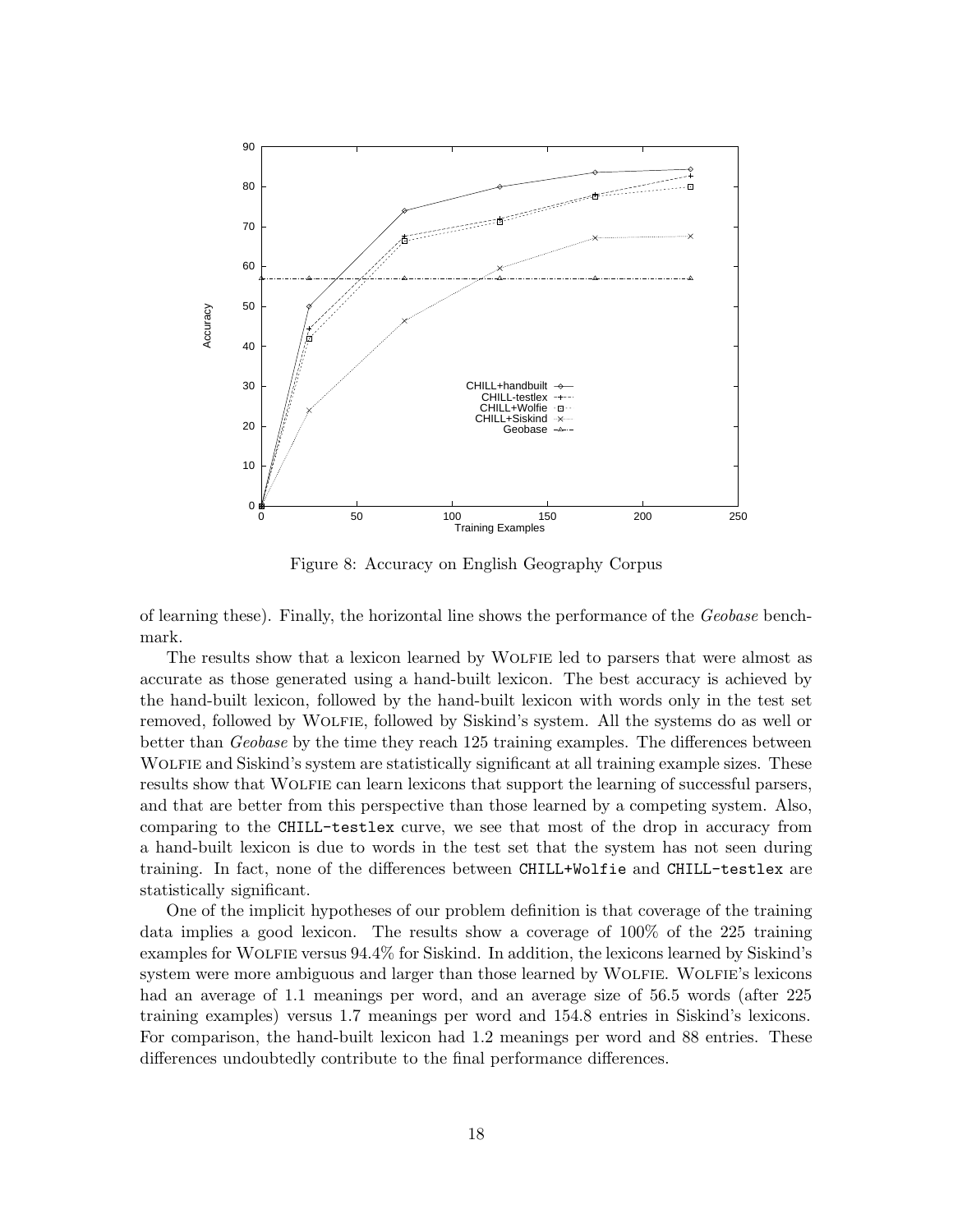Figure 8: Accuracy on English Geography Corpus

of learning these). Finally, the horizontal line shows the performance of the *Geobase* benchmark.

The results show that a lexicon learned by WOLFIE led to parsers that were almost as accurate as those generated using a hand-built lexicon. The best accuracy is achieved by the hand-built lexicon, followed by the hand-built lexicon with words only in the test set removed, followed by WOLFIE, followed by Siskind's system. All the systems do as well or better than *Geobase* by the time they reach 125 training examples. The differences between WOLFIE and Siskind's system are statistically significant at all training example sizes. These results show that WOLFIE can learn lexicons that support the learning of successful parsers, and that are better from this perspective than those learned by a competing system. Also, comparing to the `CHILL-testlex` curve, we see that most of the drop in accuracy from a hand-built lexicon is due to words in the test set that the system has not seen during training. In fact, none of the differences between `CHILL+Wolfie` and `CHILL-testlex` are statistically significant.

One of the implicit hypotheses of our problem definition is that coverage of the training data implies a good lexicon. The results show a coverage of 100% of the 225 training examples for WOLFIE versus 94.4% for Siskind. In addition, the lexicons learned by Siskind's system were more ambiguous and larger than those learned by WOLFIE. WOLFIE's lexicons had an average of 1.1 meanings per word, and an average size of 56.5 words (after 225 training examples) versus 1.7 meanings per word and 154.8 entries in Siskind's lexicons. For comparison, the hand-built lexicon had 1.2 meanings per word and 88 entries. These differences undoubtedly contribute to the final performance differences.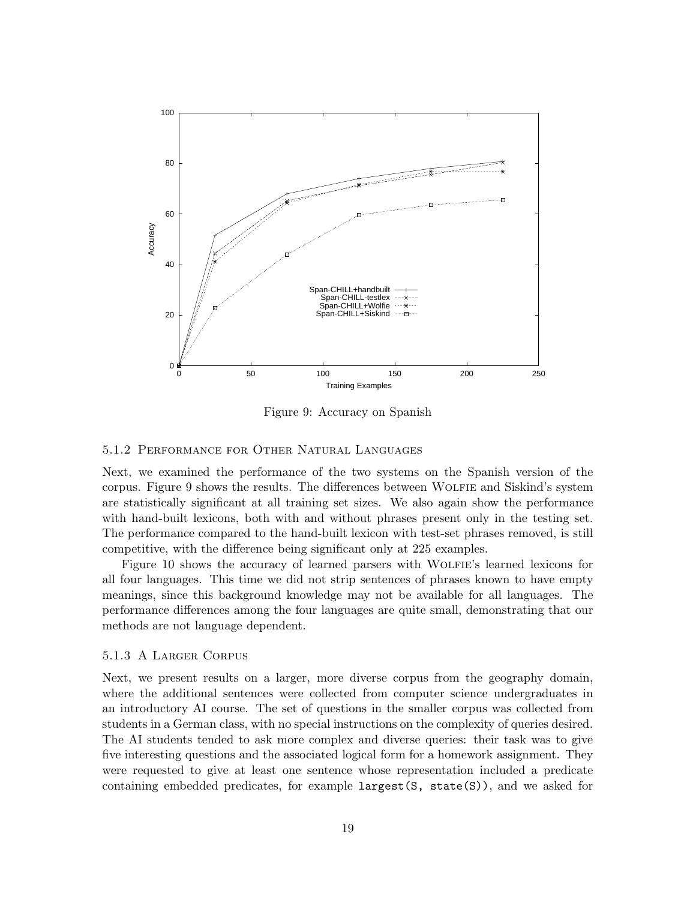Figure 9: Accuracy on Spanish

#### 5.1.2 Performance for Other Natural Languages

Next, we examined the performance of the two systems on the Spanish version of the corpus. Figure 9 shows the results. The differences between WOLFIE and Siskind's system are statistically significant at all training set sizes. We also again show the performance with hand-built lexicons, both with and without phrases present only in the testing set. The performance compared to the hand-built lexicon with test-set phrases removed, is still competitive, with the difference being significant only at 225 examples.

Figure 10 shows the accuracy of learned parsers with WOLFIE's learned lexicons for all four languages. This time we did not strip sentences of phrases known to have empty meanings, since this background knowledge may not be available for all languages. The performance differences among the four languages are quite small, demonstrating that our methods are not language dependent.

#### 5.1.3 A Larger Corpus

Next, we present results on a larger, more diverse corpus from the geography domain, where the additional sentences were collected from computer science undergraduates in an introductory AI course. The set of questions in the smaller corpus was collected from students in a German class, with no special instructions on the complexity of queries desired. The AI students tended to ask more complex and diverse queries: their task was to give five interesting questions and the associated logical form for a homework assignment. They were requested to give at least one sentence whose representation included a predicate containing embedded predicates, for example `largest(S, state(S))`, and we asked for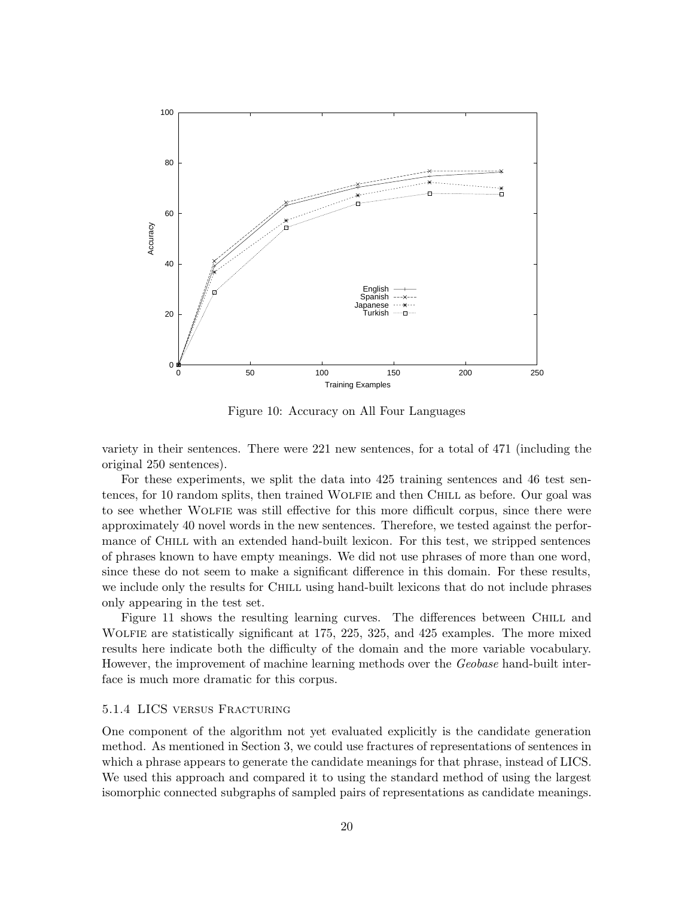Figure 10: Accuracy on All Four Languages

variety in their sentences. There were 221 new sentences, for a total of 471 (including the original 250 sentences).

For these experiments, we split the data into 425 training sentences and 46 test sentences, for 10 random splits, then trained Wolfie and then Chill as before. Our goal was to see whether Wolfie was still effective for this more difficult corpus, since there were approximately 40 novel words in the new sentences. Therefore, we tested against the performance of Chill with an extended hand-built lexicon. For this test, we stripped sentences of phrases known to have empty meanings. We did not use phrases of more than one word, since these do not seem to make a significant difference in this domain. For these results, we include only the results for Chill using hand-built lexicons that do not include phrases only appearing in the test set.

Figure 11 shows the resulting learning curves. The differences between Chill and Wolfie are statistically significant at 175, 225, 325, and 425 examples. The more mixed results here indicate both the difficulty of the domain and the more variable vocabulary. However, the improvement of machine learning methods over the *Geobase* hand-built interface is much more dramatic for this corpus.

#### 5.1.4 LICS versus Fracturing

One component of the algorithm not yet evaluated explicitly is the candidate generation method. As mentioned in Section 3, we could use fractures of representations of sentences in which a phrase appears to generate the candidate meanings for that phrase, instead of LICS. We used this approach and compared it to using the standard method of using the largest isomorphic connected subgraphs of sampled pairs of representations as candidate meanings.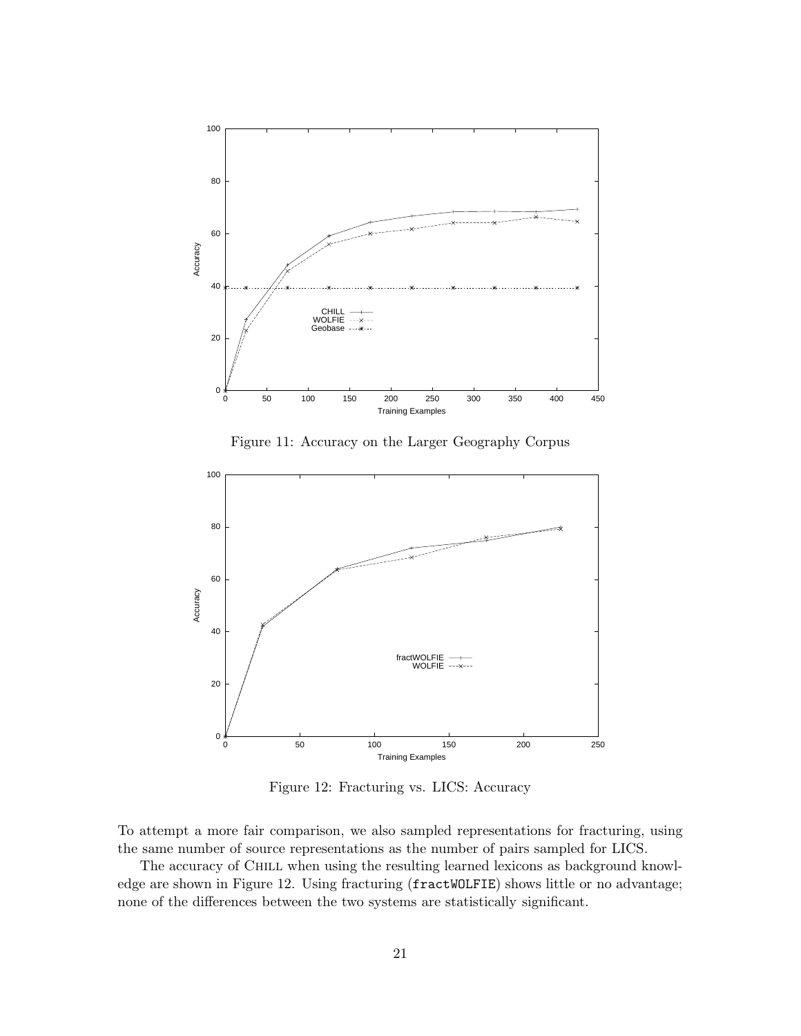Figure 11: Accuracy on the Larger Geography Corpus

Figure 12: Fracturing vs. LICS: Accuracy

To attempt a more fair comparison, we also sampled representations for fracturing, using the same number of source representations as the number of pairs sampled for LICS.

The accuracy of Chill when using the resulting learned lexicons as background knowledge are shown in Figure 12. Using fracturing (`fractWOLFIE`) shows little or no advantage; none of the differences between the two systems are statistically significant.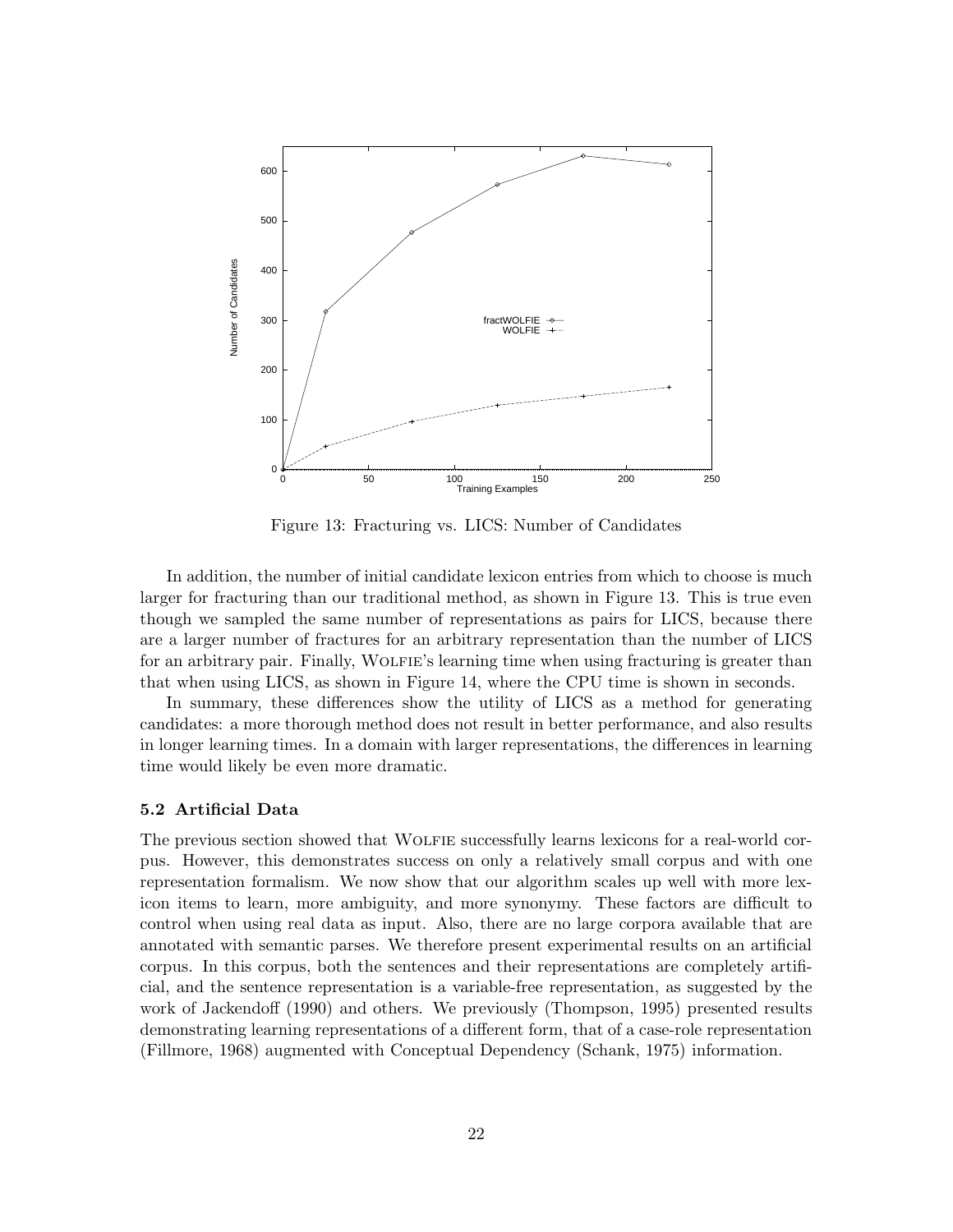Figure 13: Fracturing vs. LICS: Number of Candidates

In addition, the number of initial candidate lexicon entries from which to choose is much larger for fracturing than our traditional method, as shown in Figure 13. This is true even though we sampled the same number of representations as pairs for LICS, because there are a larger number of fractures for an arbitrary representation than the number of LICS for an arbitrary pair. Finally, WOLFIE's learning time when using fracturing is greater than that when using LICS, as shown in Figure 14, where the CPU time is shown in seconds.

In summary, these differences show the utility of LICS as a method for generating candidates: a more thorough method does not result in better performance, and also results in longer learning times. In a domain with larger representations, the differences in learning time would likely be even more dramatic.

### 5.2 Artificial Data

The previous section showed that WOLFIE successfully learns lexicons for a real-world corpus. However, this demonstrates success on only a relatively small corpus and with one representation formalism. We now show that our algorithm scales up well with more lexicon items to learn, more ambiguity, and more synonymy. These factors are difficult to control when using real data as input. Also, there are no large corpora available that are annotated with semantic parses. We therefore present experimental results on an artificial corpus. In this corpus, both the sentences and their representations are completely artificial, and the sentence representation is a variable-free representation, as suggested by the work of Jackendoff (1990) and others. We previously (Thompson, 1995) presented results demonstrating learning representations of a different form, that of a case-role representation (Fillmore, 1968) augmented with Conceptual Dependency (Schank, 1975) information.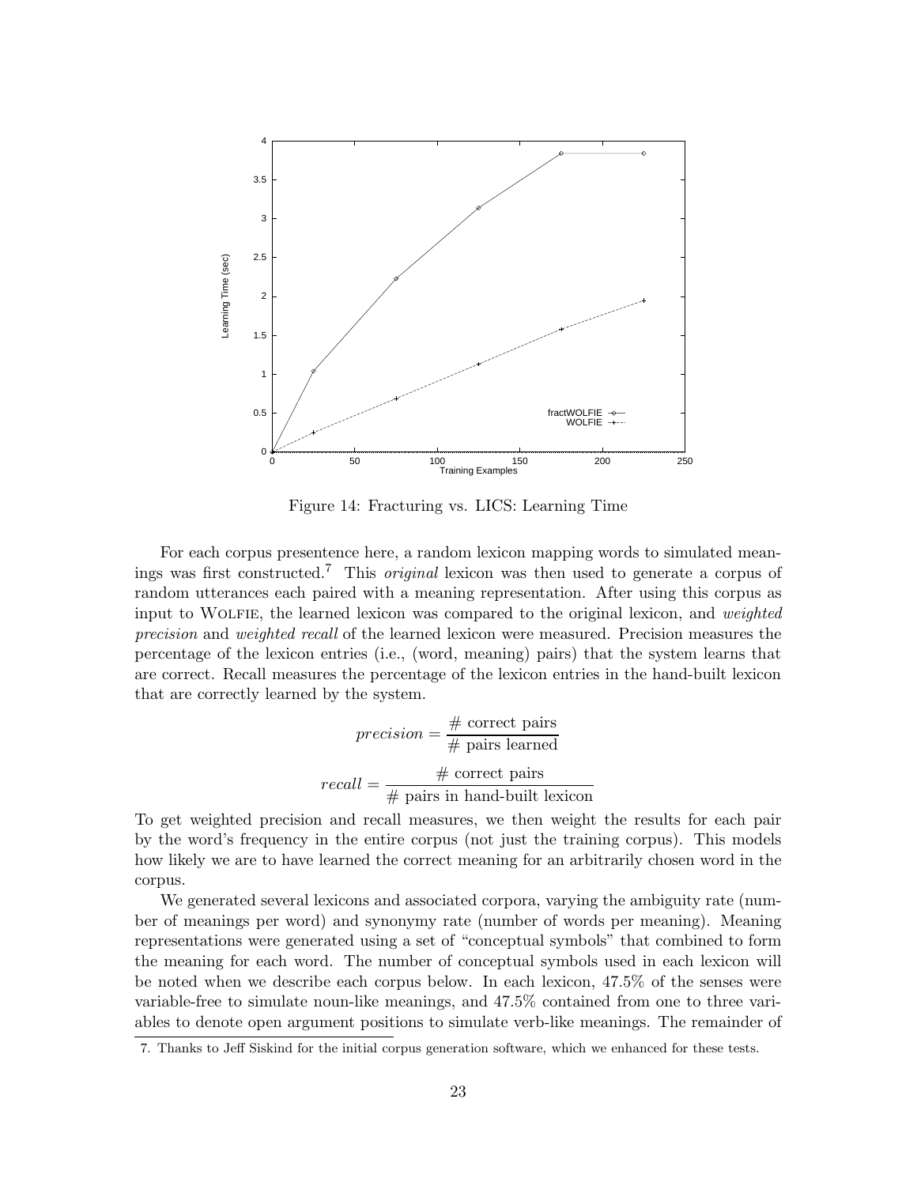Figure 14: Fracturing vs. LICS: Learning Time

For each corpus presentence here, a random lexicon mapping words to simulated meanings was first constructed.[7] This *original* lexicon was then used to generate a corpus of random utterances each paired with a meaning representation. After using this corpus as input to WOLFIE, the learned lexicon was compared to the original lexicon, and *weighted precision* and *weighted recall* of the learned lexicon were measured. Precision measures the percentage of the lexicon entries (i.e., (word, meaning) pairs) that the system learns that are correct. Recall measures the percentage of the lexicon entries in the hand-built lexicon that are correctly learned by the system.

$$precision = \frac{\#\text{ correct pairs}}{\#\text{ pairs learned}}$$

$$recall = \frac{\#\text{ correct pairs}}{\#\text{ pairs in hand-built lexicon}}$$

To get weighted precision and recall measures, we then weight the results for each pair by the word's frequency in the entire corpus (not just the training corpus). This models how likely we are to have learned the correct meaning for an arbitrarily chosen word in the corpus.

We generated several lexicons and associated corpora, varying the ambiguity rate (number of meanings per word) and synonymy rate (number of words per meaning). Meaning representations were generated using a set of "conceptual symbols" that combined to form the meaning for each word. The number of conceptual symbols used in each lexicon will be noted when we describe each corpus below. In each lexicon, 47.5% of the senses were variable-free to simulate noun-like meanings, and 47.5% contained from one to three variables to denote open argument positions to simulate verb-like meanings. The remainder of

7. Thanks to Jeff Siskind for the initial corpus generation software, which we enhanced for these tests.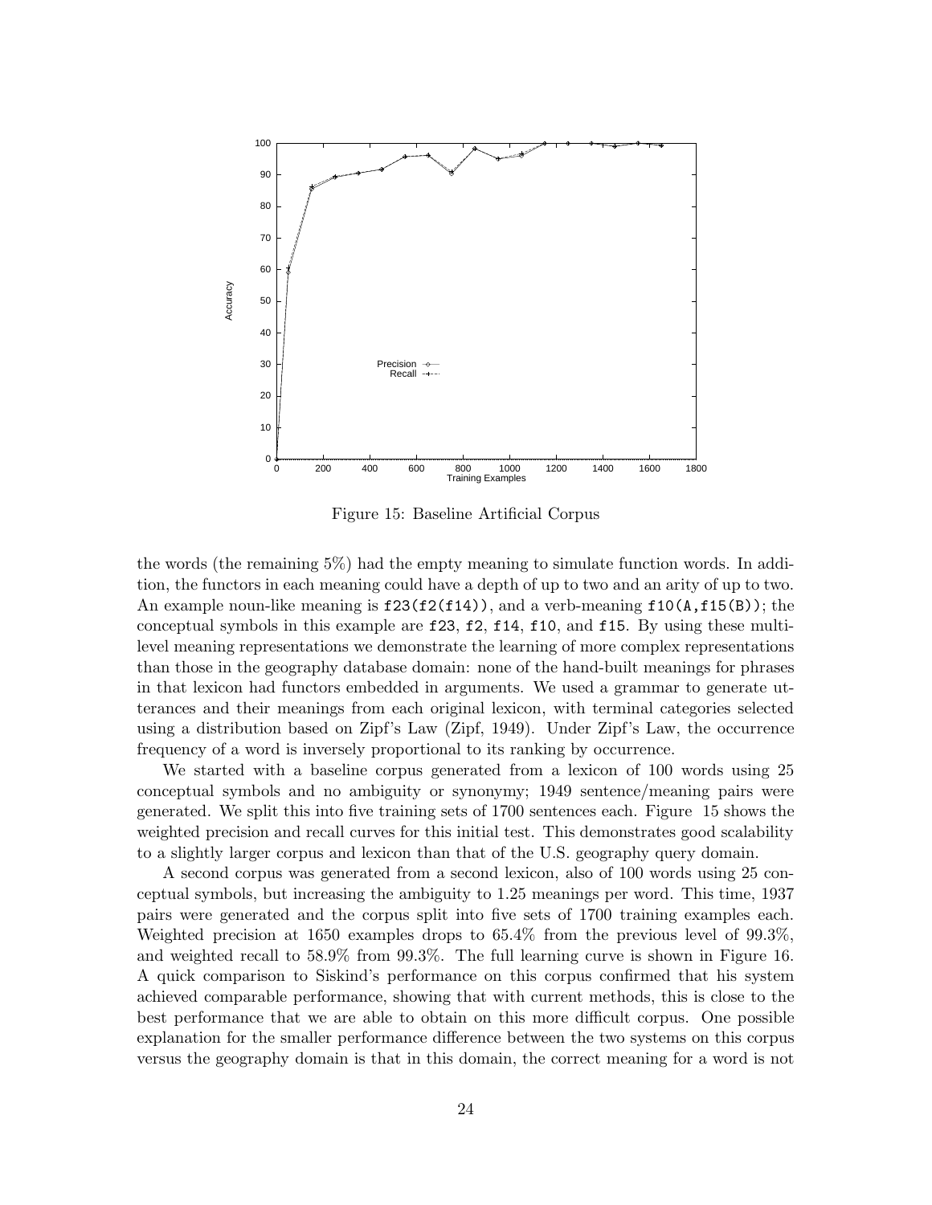Figure 15: Baseline Artificial Corpus

the words (the remaining 5%) had the empty meaning to simulate function words. In addition, the functors in each meaning could have a depth of up to two and an arity of up to two. An example noun-like meaning is `f23(f2(f14))`, and a verb-meaning `f10(A,f15(B))`; the conceptual symbols in this example are `f23`, `f2`, `f14`, `f10`, and `f15`. By using these multi-level meaning representations we demonstrate the learning of more complex representations than those in the geography database domain: none of the hand-built meanings for phrases in that lexicon had functors embedded in arguments. We used a grammar to generate utterances and their meanings from each original lexicon, with terminal categories selected using a distribution based on Zipf's Law (Zipf, 1949). Under Zipf's Law, the occurrence frequency of a word is inversely proportional to its ranking by occurrence.

We started with a baseline corpus generated from a lexicon of 100 words using 25 conceptual symbols and no ambiguity or synonymy; 1949 sentence/meaning pairs were generated. We split this into five training sets of 1700 sentences each. Figure 15 shows the weighted precision and recall curves for this initial test. This demonstrates good scalability to a slightly larger corpus and lexicon than that of the U.S. geography query domain.

A second corpus was generated from a second lexicon, also of 100 words using 25 conceptual symbols, but increasing the ambiguity to 1.25 meanings per word. This time, 1937 pairs were generated and the corpus split into five sets of 1700 training examples each. Weighted precision at 1650 examples drops to 65.4% from the previous level of 99.3%, and weighted recall to 58.9% from 99.3%. The full learning curve is shown in Figure 16. A quick comparison to Siskind's performance on this corpus confirmed that his system achieved comparable performance, showing that with current methods, this is close to the best performance that we are able to obtain on this more difficult corpus. One possible explanation for the smaller performance difference between the two systems on this corpus versus the geography domain is that in this domain, the correct meaning for a word is not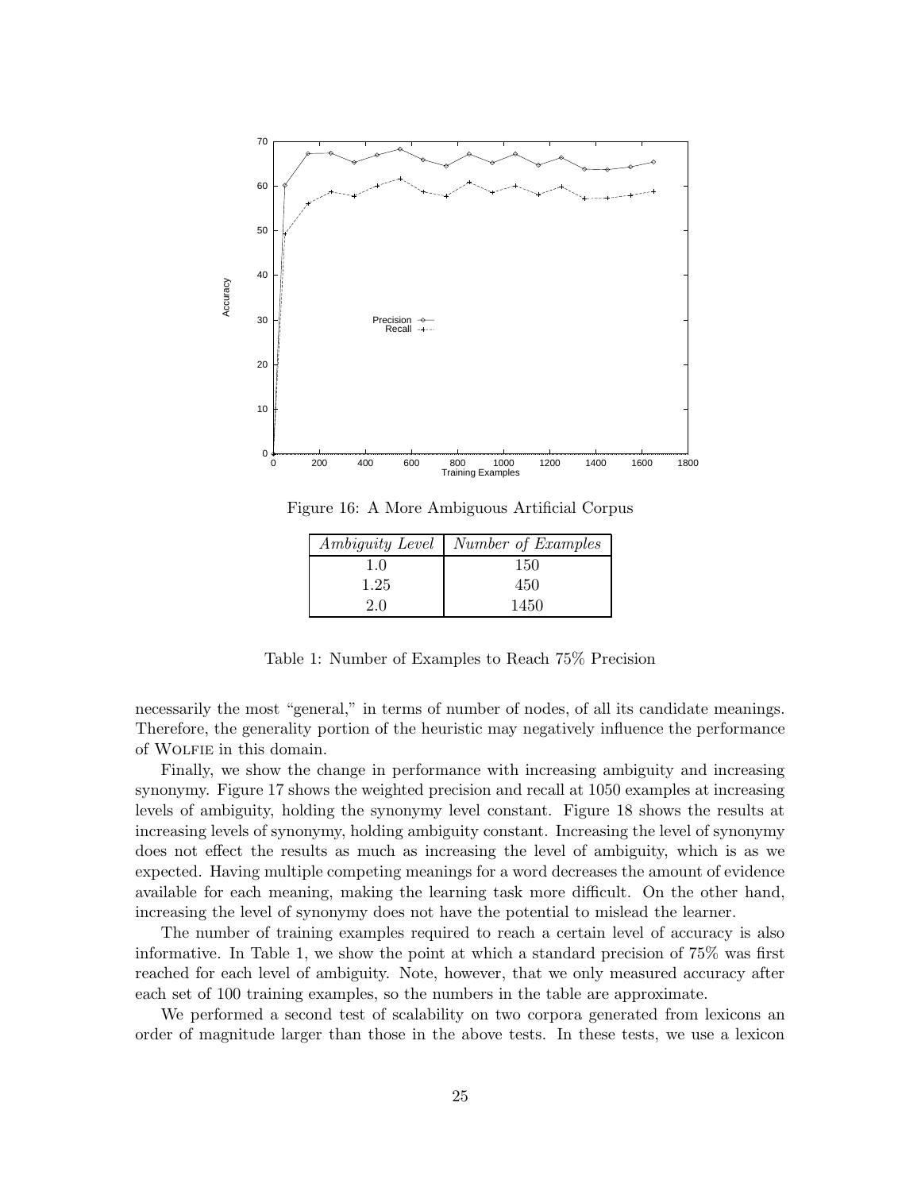Figure 16: A More Ambiguous Artificial Corpus

| *Ambiguity Level* | *Number of Examples* |
|---|---|
| 1.0 | 150 |
| 1.25 | 450 |
| 2.0 | 1450 |

Table 1: Number of Examples to Reach 75% Precision

necessarily the most "general," in terms of number of nodes, of all its candidate meanings. Therefore, the generality portion of the heuristic may negatively influence the performance of WOLFIE in this domain.

Finally, we show the change in performance with increasing ambiguity and increasing synonymy. Figure 17 shows the weighted precision and recall at 1050 examples at increasing levels of ambiguity, holding the synonymy level constant. Figure 18 shows the results at increasing levels of synonymy, holding ambiguity constant. Increasing the level of synonymy does not effect the results as much as increasing the level of ambiguity, which is as we expected. Having multiple competing meanings for a word decreases the amount of evidence available for each meaning, making the learning task more difficult. On the other hand, increasing the level of synonymy does not have the potential to mislead the learner.

The number of training examples required to reach a certain level of accuracy is also informative. In Table 1, we show the point at which a standard precision of 75% was first reached for each level of ambiguity. Note, however, that we only measured accuracy after each set of 100 training examples, so the numbers in the table are approximate.

We performed a second test of scalability on two corpora generated from lexicons an order of magnitude larger than those in the above tests. In these tests, we use a lexicon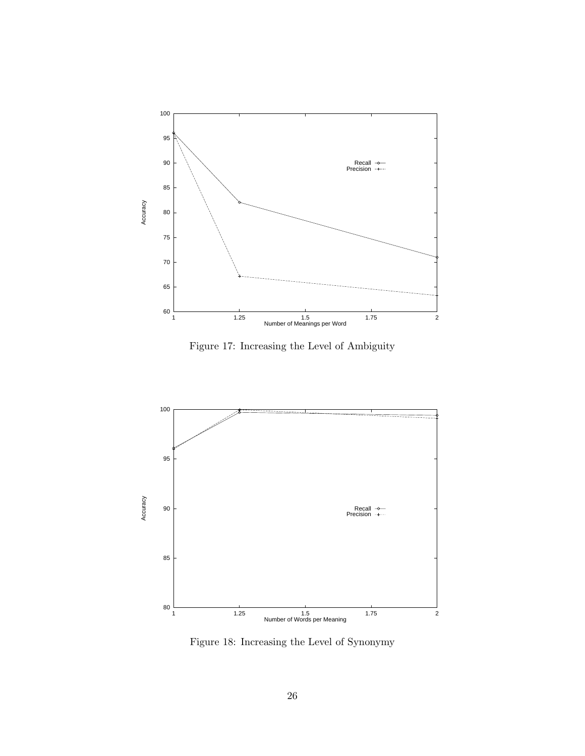Figure 17: Increasing the Level of Ambiguity

Figure 18: Increasing the Level of Synonymy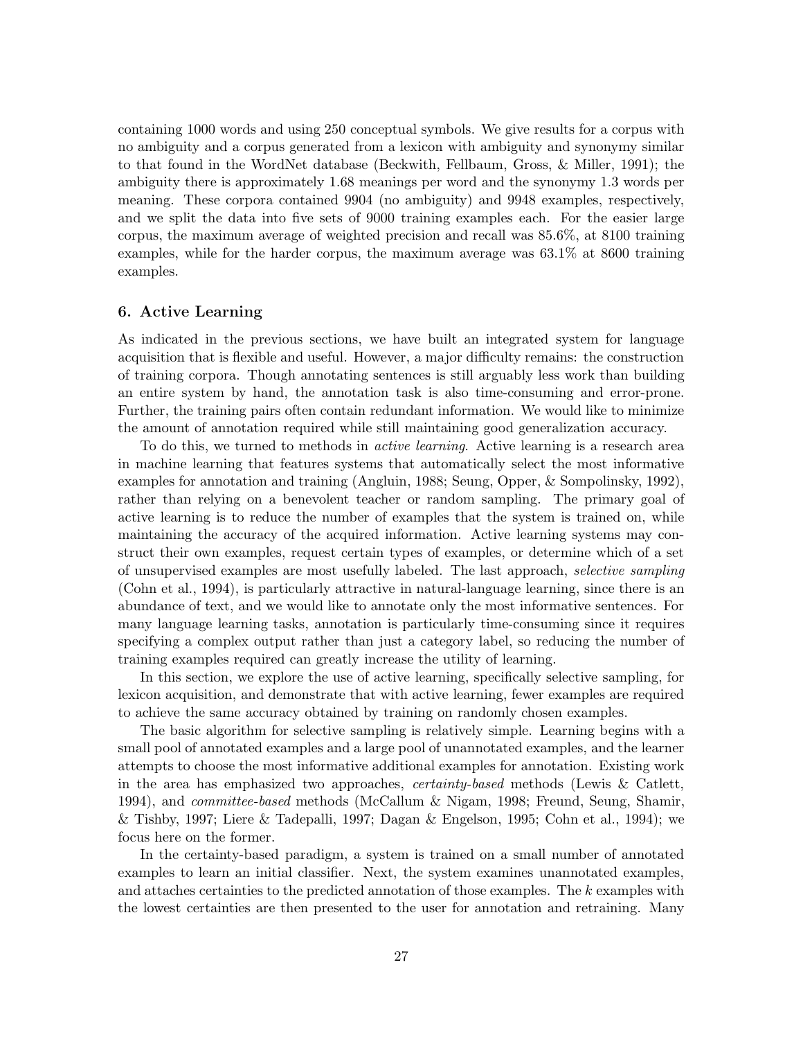containing 1000 words and using 250 conceptual symbols. We give results for a corpus with no ambiguity and a corpus generated from a lexicon with ambiguity and synonymy similar to that found in the WordNet database (Beckwith, Fellbaum, Gross, & Miller, 1991); the ambiguity there is approximately 1.68 meanings per word and the synonymy 1.3 words per meaning. These corpora contained 9904 (no ambiguity) and 9948 examples, respectively, and we split the data into five sets of 9000 training examples each. For the easier large corpus, the maximum average of weighted precision and recall was 85.6%, at 8100 training examples, while for the harder corpus, the maximum average was 63.1% at 8600 training examples.

## 6. Active Learning

As indicated in the previous sections, we have built an integrated system for language acquisition that is flexible and useful. However, a major difficulty remains: the construction of training corpora. Though annotating sentences is still arguably less work than building an entire system by hand, the annotation task is also time-consuming and error-prone. Further, the training pairs often contain redundant information. We would like to minimize the amount of annotation required while still maintaining good generalization accuracy.

To do this, we turned to methods in *active learning*. Active learning is a research area in machine learning that features systems that automatically select the most informative examples for annotation and training (Angluin, 1988; Seung, Opper, & Sompolinsky, 1992), rather than relying on a benevolent teacher or random sampling. The primary goal of active learning is to reduce the number of examples that the system is trained on, while maintaining the accuracy of the acquired information. Active learning systems may construct their own examples, request certain types of examples, or determine which of a set of unsupervised examples are most usefully labeled. The last approach, *selective sampling* (Cohn et al., 1994), is particularly attractive in natural-language learning, since there is an abundance of text, and we would like to annotate only the most informative sentences. For many language learning tasks, annotation is particularly time-consuming since it requires specifying a complex output rather than just a category label, so reducing the number of training examples required can greatly increase the utility of learning.

In this section, we explore the use of active learning, specifically selective sampling, for lexicon acquisition, and demonstrate that with active learning, fewer examples are required to achieve the same accuracy obtained by training on randomly chosen examples.

The basic algorithm for selective sampling is relatively simple. Learning begins with a small pool of annotated examples and a large pool of unannotated examples, and the learner attempts to choose the most informative additional examples for annotation. Existing work in the area has emphasized two approaches, *certainty-based* methods (Lewis & Catlett, 1994), and *committee-based* methods (McCallum & Nigam, 1998; Freund, Seung, Shamir, & Tishby, 1997; Liere & Tadepalli, 1997; Dagan & Engelson, 1995; Cohn et al., 1994); we focus here on the former.

In the certainty-based paradigm, a system is trained on a small number of annotated examples to learn an initial classifier. Next, the system examines unannotated examples, and attaches certainties to the predicted annotation of those examples. The $k$ examples with the lowest certainties are then presented to the user for annotation and retraining. Many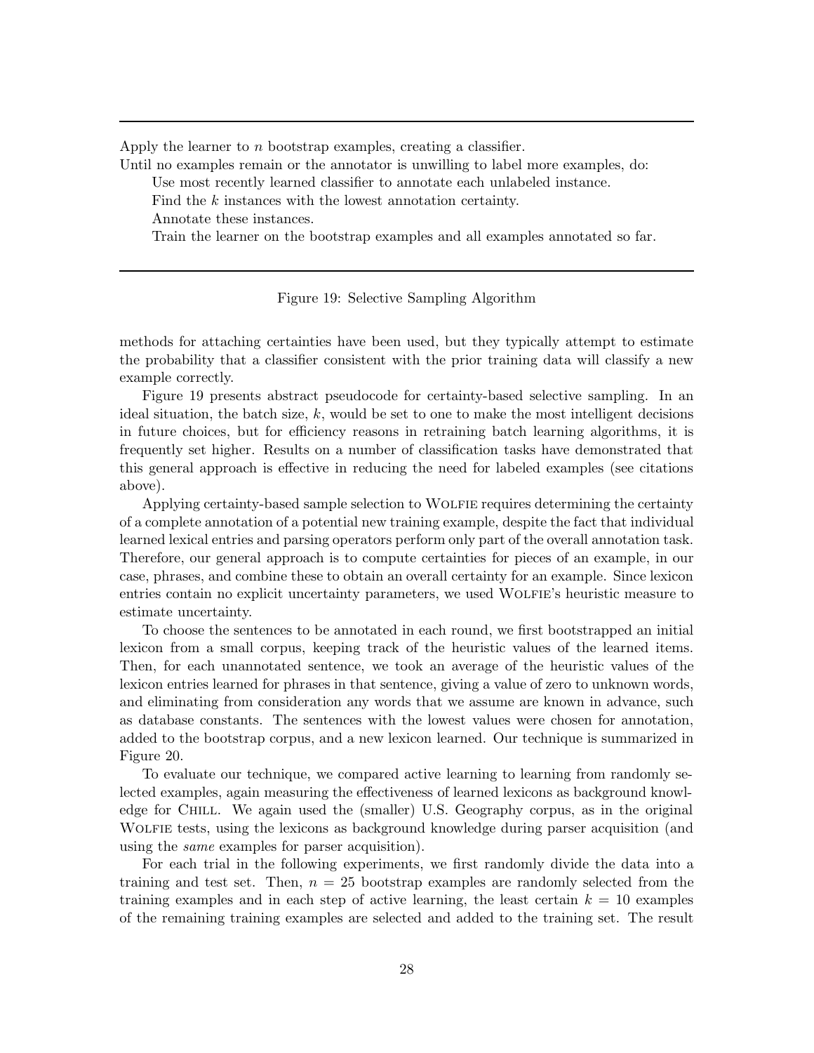```
Apply the learner to n bootstrap examples, creating a classifier.
Until no examples remain or the annotator is unwilling to label more examples, do:
    Use most recently learned classifier to annotate each unlabeled instance.
    Find the k instances with the lowest annotation certainty.
    Annotate these instances.
    Train the learner on the bootstrap examples and all examples annotated so far.
```

Figure 19: Selective Sampling Algorithm

methods for attaching certainties have been used, but they typically attempt to estimate the probability that a classifier consistent with the prior training data will classify a new example correctly.

Figure 19 presents abstract pseudocode for certainty-based selective sampling. In an ideal situation, the batch size, $k$, would be set to one to make the most intelligent decisions in future choices, but for efficiency reasons in retraining batch learning algorithms, it is frequently set higher. Results on a number of classification tasks have demonstrated that this general approach is effective in reducing the need for labeled examples (see citations above).

Applying certainty-based sample selection to Wolfie requires determining the certainty of a complete annotation of a potential new training example, despite the fact that individual learned lexical entries and parsing operators perform only part of the overall annotation task. Therefore, our general approach is to compute certainties for pieces of an example, in our case, phrases, and combine these to obtain an overall certainty for an example. Since lexicon entries contain no explicit uncertainty parameters, we used Wolfie's heuristic measure to estimate uncertainty.

To choose the sentences to be annotated in each round, we first bootstrapped an initial lexicon from a small corpus, keeping track of the heuristic values of the learned items. Then, for each unannotated sentence, we took an average of the heuristic values of the lexicon entries learned for phrases in that sentence, giving a value of zero to unknown words, and eliminating from consideration any words that we assume are known in advance, such as database constants. The sentences with the lowest values were chosen for annotation, added to the bootstrap corpus, and a new lexicon learned. Our technique is summarized in Figure 20.

To evaluate our technique, we compared active learning to learning from randomly selected examples, again measuring the effectiveness of learned lexicons as background knowledge for Chill. We again used the (smaller) U.S. Geography corpus, as in the original Wolfie tests, using the lexicons as background knowledge during parser acquisition (and using the *same* examples for parser acquisition).

For each trial in the following experiments, we first randomly divide the data into a training and test set. Then, $n = 25$ bootstrap examples are randomly selected from the training examples and in each step of active learning, the least certain $k = 10$ examples of the remaining training examples are selected and added to the training set. The result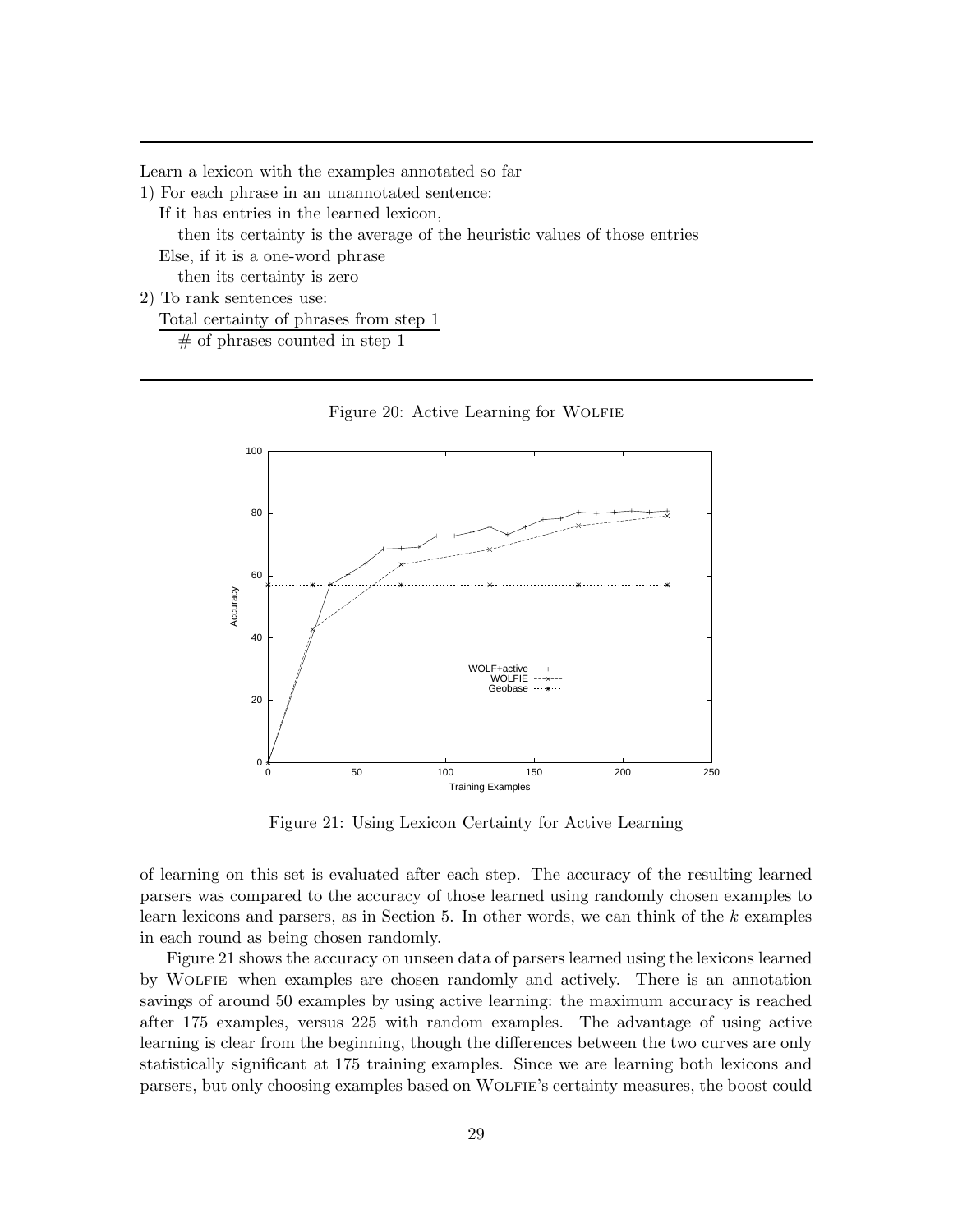Learn a lexicon with the examples annotated so far

1) For each phrase in an unannotated sentence:

   If it has entries in the learned lexicon,

      then its certainty is the average of the heuristic values of those entries

   Else, if it is a one-word phrase

      then its certainty is zero

2) To rank sentences use:

$$\frac{\text{Total certainty of phrases from step 1}}{\text{\# of phrases counted in step 1}}$$

Figure 20: Active Learning for Wolfie

Figure 21: Using Lexicon Certainty for Active Learning

of learning on this set is evaluated after each step. The accuracy of the resulting learned parsers was compared to the accuracy of those learned using randomly chosen examples to learn lexicons and parsers, as in Section 5. In other words, we can think of the $k$ examples in each round as being chosen randomly.

Figure 21 shows the accuracy on unseen data of parsers learned using the lexicons learned by Wolfie when examples are chosen randomly and actively. There is an annotation savings of around 50 examples by using active learning: the maximum accuracy is reached after 175 examples, versus 225 with random examples. The advantage of using active learning is clear from the beginning, though the differences between the two curves are only statistically significant at 175 training examples. Since we are learning both lexicons and parsers, but only choosing examples based on Wolfie's certainty measures, the boost could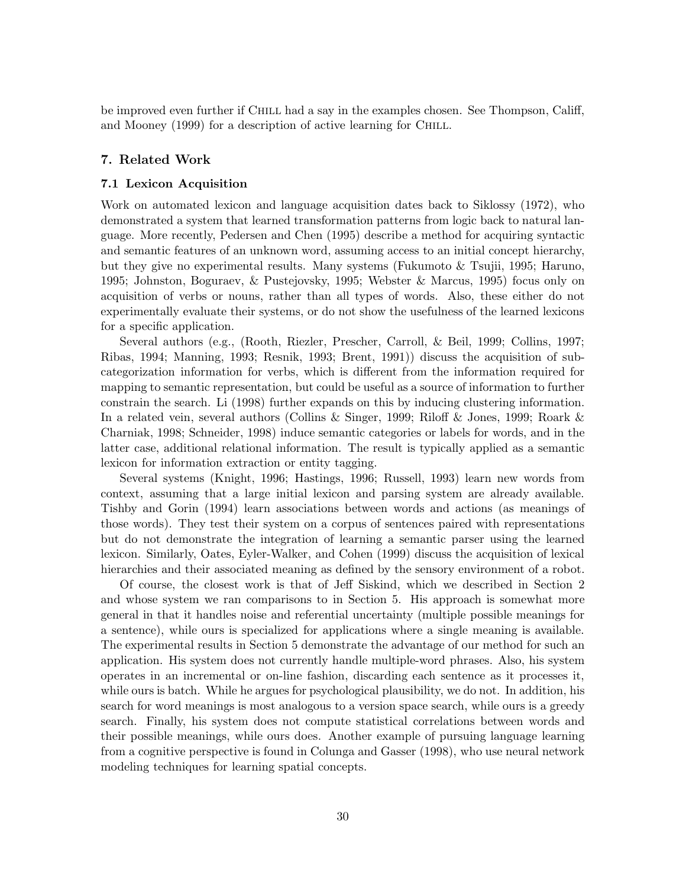be improved even further if Chill had a say in the examples chosen. See Thompson, Califf, and Mooney (1999) for a description of active learning for Chill.

## 7. Related Work

### 7.1 Lexicon Acquisition

Work on automated lexicon and language acquisition dates back to Siklossy (1972), who demonstrated a system that learned transformation patterns from logic back to natural language. More recently, Pedersen and Chen (1995) describe a method for acquiring syntactic and semantic features of an unknown word, assuming access to an initial concept hierarchy, but they give no experimental results. Many systems (Fukumoto & Tsujii, 1995; Haruno, 1995; Johnston, Boguraev, & Pustejovsky, 1995; Webster & Marcus, 1995) focus only on acquisition of verbs or nouns, rather than all types of words. Also, these either do not experimentally evaluate their systems, or do not show the usefulness of the learned lexicons for a specific application.

Several authors (e.g., (Rooth, Riezler, Prescher, Carroll, & Beil, 1999; Collins, 1997; Ribas, 1994; Manning, 1993; Resnik, 1993; Brent, 1991)) discuss the acquisition of subcategorization information for verbs, which is different from the information required for mapping to semantic representation, but could be useful as a source of information to further constrain the search. Li (1998) further expands on this by inducing clustering information. In a related vein, several authors (Collins & Singer, 1999; Riloff & Jones, 1999; Roark & Charniak, 1998; Schneider, 1998) induce semantic categories or labels for words, and in the latter case, additional relational information. The result is typically applied as a semantic lexicon for information extraction or entity tagging.

Several systems (Knight, 1996; Hastings, 1996; Russell, 1993) learn new words from context, assuming that a large initial lexicon and parsing system are already available. Tishby and Gorin (1994) learn associations between words and actions (as meanings of those words). They test their system on a corpus of sentences paired with representations but do not demonstrate the integration of learning a semantic parser using the learned lexicon. Similarly, Oates, Eyler-Walker, and Cohen (1999) discuss the acquisition of lexical hierarchies and their associated meaning as defined by the sensory environment of a robot.

Of course, the closest work is that of Jeff Siskind, which we described in Section 2 and whose system we ran comparisons to in Section 5. His approach is somewhat more general in that it handles noise and referential uncertainty (multiple possible meanings for a sentence), while ours is specialized for applications where a single meaning is available. The experimental results in Section 5 demonstrate the advantage of our method for such an application. His system does not currently handle multiple-word phrases. Also, his system operates in an incremental or on-line fashion, discarding each sentence as it processes it, while ours is batch. While he argues for psychological plausibility, we do not. In addition, his search for word meanings is most analogous to a version space search, while ours is a greedy search. Finally, his system does not compute statistical correlations between words and their possible meanings, while ours does. Another example of pursuing language learning from a cognitive perspective is found in Colunga and Gasser (1998), who use neural network modeling techniques for learning spatial concepts.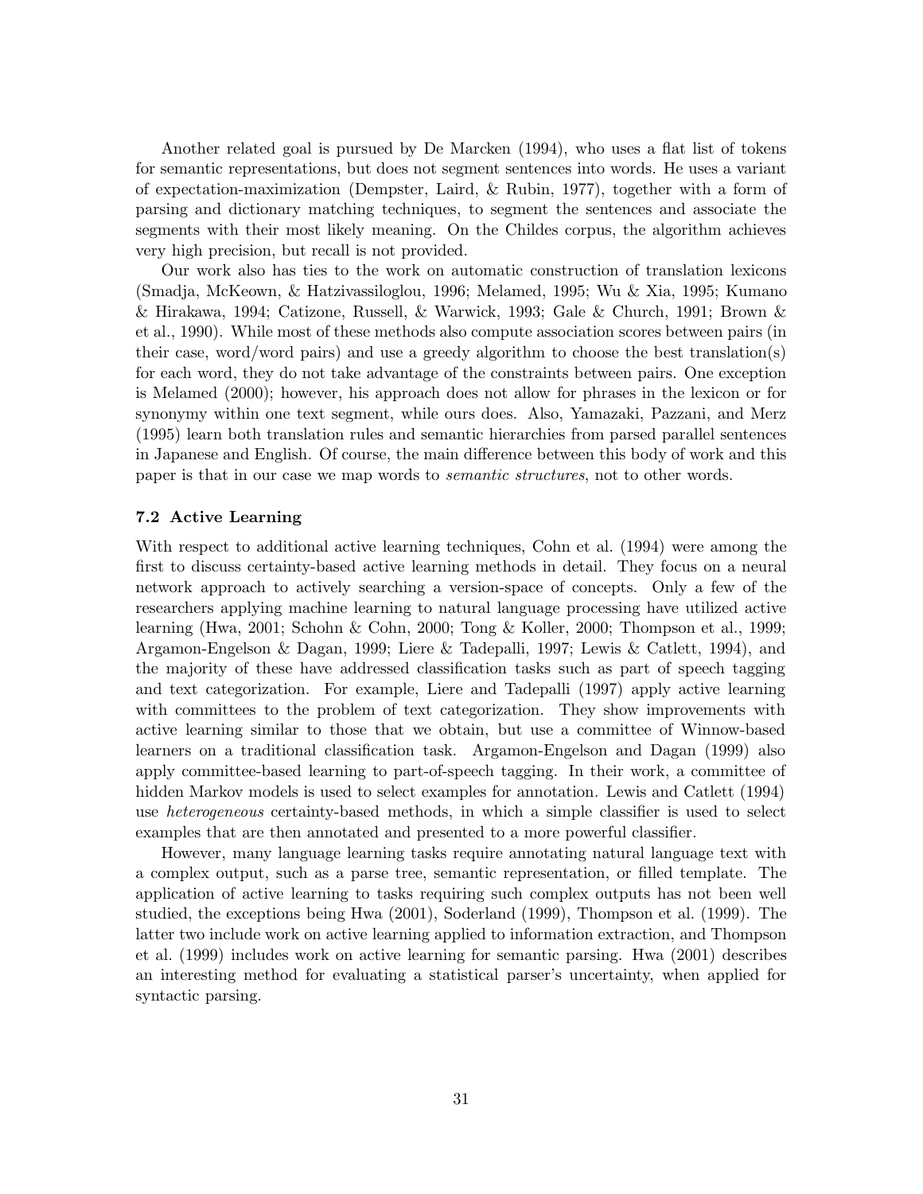Another related goal is pursued by De Marcken (1994), who uses a flat list of tokens for semantic representations, but does not segment sentences into words. He uses a variant of expectation-maximization (Dempster, Laird, & Rubin, 1977), together with a form of parsing and dictionary matching techniques, to segment the sentences and associate the segments with their most likely meaning. On the Childes corpus, the algorithm achieves very high precision, but recall is not provided.

Our work also has ties to the work on automatic construction of translation lexicons (Smadja, McKeown, & Hatzivassiloglou, 1996; Melamed, 1995; Wu & Xia, 1995; Kumano & Hirakawa, 1994; Catizone, Russell, & Warwick, 1993; Gale & Church, 1991; Brown & et al., 1990). While most of these methods also compute association scores between pairs (in their case, word/word pairs) and use a greedy algorithm to choose the best translation(s) for each word, they do not take advantage of the constraints between pairs. One exception is Melamed (2000); however, his approach does not allow for phrases in the lexicon or for synonymy within one text segment, while ours does. Also, Yamazaki, Pazzani, and Merz (1995) learn both translation rules and semantic hierarchies from parsed parallel sentences in Japanese and English. Of course, the main difference between this body of work and this paper is that in our case we map words to *semantic structures*, not to other words.

### 7.2 Active Learning

With respect to additional active learning techniques, Cohn et al. (1994) were among the first to discuss certainty-based active learning methods in detail. They focus on a neural network approach to actively searching a version-space of concepts. Only a few of the researchers applying machine learning to natural language processing have utilized active learning (Hwa, 2001; Schohn & Cohn, 2000; Tong & Koller, 2000; Thompson et al., 1999; Argamon-Engelson & Dagan, 1999; Liere & Tadepalli, 1997; Lewis & Catlett, 1994), and the majority of these have addressed classification tasks such as part of speech tagging and text categorization. For example, Liere and Tadepalli (1997) apply active learning with committees to the problem of text categorization. They show improvements with active learning similar to those that we obtain, but use a committee of Winnow-based learners on a traditional classification task. Argamon-Engelson and Dagan (1999) also apply committee-based learning to part-of-speech tagging. In their work, a committee of hidden Markov models is used to select examples for annotation. Lewis and Catlett (1994) use *heterogeneous* certainty-based methods, in which a simple classifier is used to select examples that are then annotated and presented to a more powerful classifier.

However, many language learning tasks require annotating natural language text with a complex output, such as a parse tree, semantic representation, or filled template. The application of active learning to tasks requiring such complex outputs has not been well studied, the exceptions being Hwa (2001), Soderland (1999), Thompson et al. (1999). The latter two include work on active learning applied to information extraction, and Thompson et al. (1999) includes work on active learning for semantic parsing. Hwa (2001) describes an interesting method for evaluating a statistical parser's uncertainty, when applied for syntactic parsing.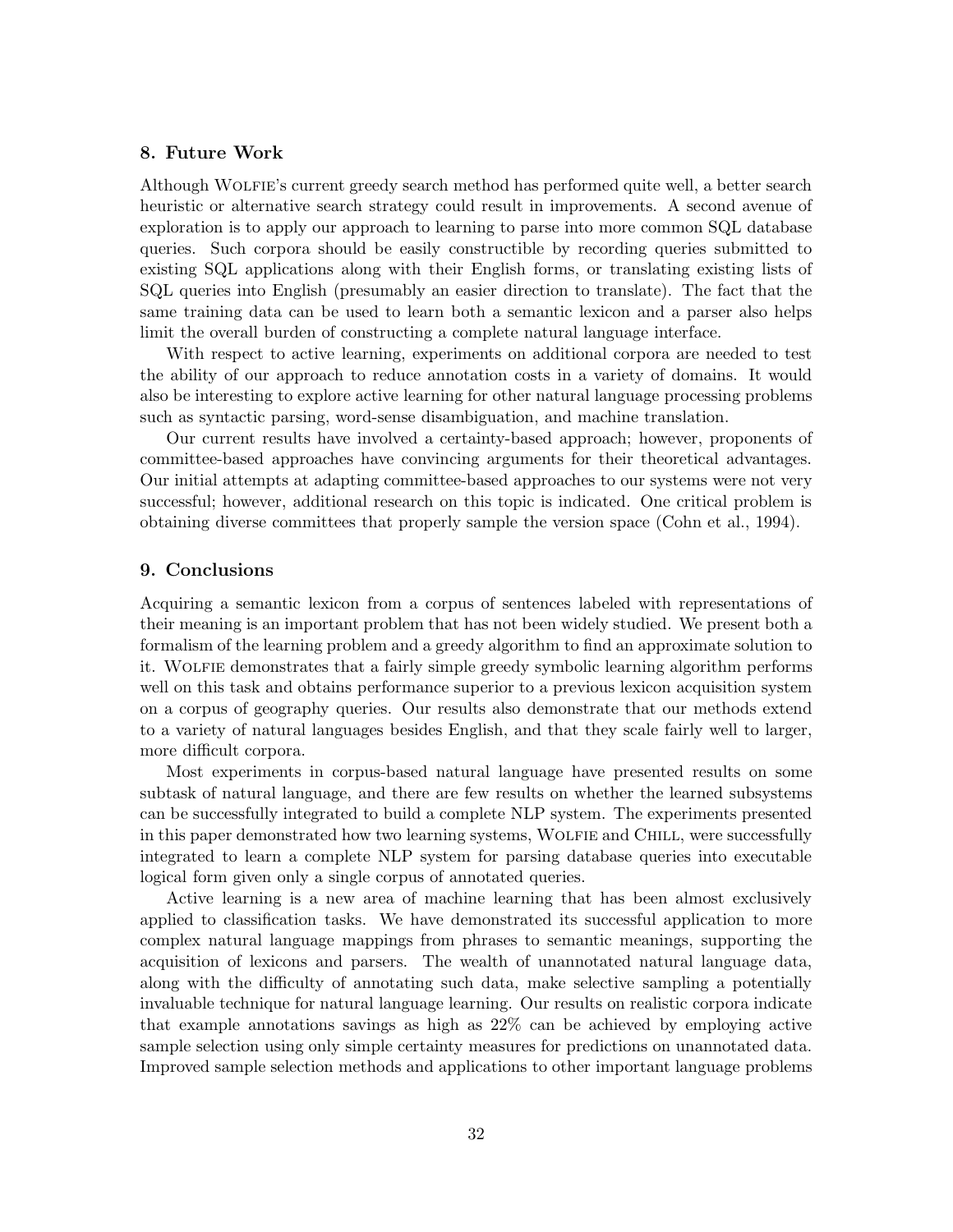## 8. Future Work

Although Wolfie's current greedy search method has performed quite well, a better search heuristic or alternative search strategy could result in improvements. A second avenue of exploration is to apply our approach to learning to parse into more common SQL database queries. Such corpora should be easily constructible by recording queries submitted to existing SQL applications along with their English forms, or translating existing lists of SQL queries into English (presumably an easier direction to translate). The fact that the same training data can be used to learn both a semantic lexicon and a parser also helps limit the overall burden of constructing a complete natural language interface.

With respect to active learning, experiments on additional corpora are needed to test the ability of our approach to reduce annotation costs in a variety of domains. It would also be interesting to explore active learning for other natural language processing problems such as syntactic parsing, word-sense disambiguation, and machine translation.

Our current results have involved a certainty-based approach; however, proponents of committee-based approaches have convincing arguments for their theoretical advantages. Our initial attempts at adapting committee-based approaches to our systems were not very successful; however, additional research on this topic is indicated. One critical problem is obtaining diverse committees that properly sample the version space (Cohn et al., 1994).

## 9. Conclusions

Acquiring a semantic lexicon from a corpus of sentences labeled with representations of their meaning is an important problem that has not been widely studied. We present both a formalism of the learning problem and a greedy algorithm to find an approximate solution to it. Wolfie demonstrates that a fairly simple greedy symbolic learning algorithm performs well on this task and obtains performance superior to a previous lexicon acquisition system on a corpus of geography queries. Our results also demonstrate that our methods extend to a variety of natural languages besides English, and that they scale fairly well to larger, more difficult corpora.

Most experiments in corpus-based natural language have presented results on some subtask of natural language, and there are few results on whether the learned subsystems can be successfully integrated to build a complete NLP system. The experiments presented in this paper demonstrated how two learning systems, Wolfie and Chill, were successfully integrated to learn a complete NLP system for parsing database queries into executable logical form given only a single corpus of annotated queries.

Active learning is a new area of machine learning that has been almost exclusively applied to classification tasks. We have demonstrated its successful application to more complex natural language mappings from phrases to semantic meanings, supporting the acquisition of lexicons and parsers. The wealth of unannotated natural language data, along with the difficulty of annotating such data, make selective sampling a potentially invaluable technique for natural language learning. Our results on realistic corpora indicate that example annotations savings as high as 22% can be achieved by employing active sample selection using only simple certainty measures for predictions on unannotated data. Improved sample selection methods and applications to other important language problems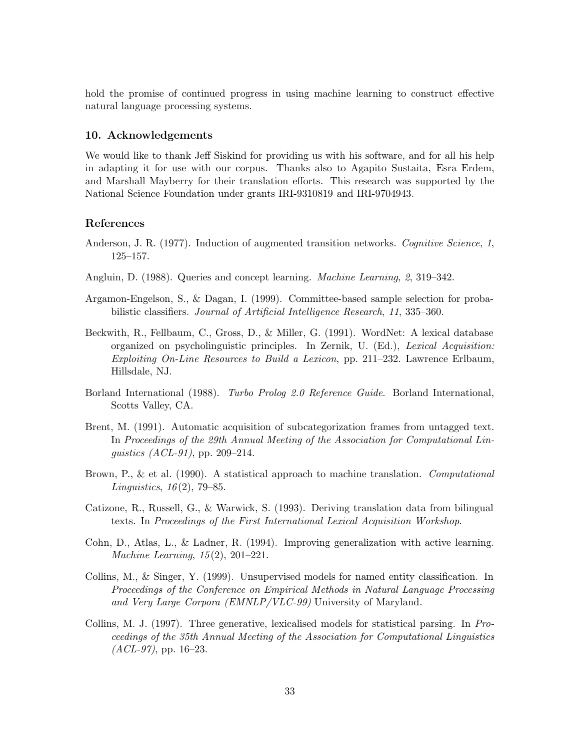hold the promise of continued progress in using machine learning to construct effective natural language processing systems.

## 10. Acknowledgements

We would like to thank Jeff Siskind for providing us with his software, and for all his help in adapting it for use with our corpus. Thanks also to Agapito Sustaita, Esra Erdem, and Marshall Mayberry for their translation efforts. This research was supported by the National Science Foundation under grants IRI-9310819 and IRI-9704943.

## References

Anderson, J. R. (1977). Induction of augmented transition networks. *Cognitive Science*, *1*, 125–157.

Angluin, D. (1988). Queries and concept learning. *Machine Learning*, *2*, 319–342.

Argamon-Engelson, S., & Dagan, I. (1999). Committee-based sample selection for probabilistic classifiers. *Journal of Artificial Intelligence Research*, *11*, 335–360.

Beckwith, R., Fellbaum, C., Gross, D., & Miller, G. (1991). WordNet: A lexical database organized on psycholinguistic principles. In Zernik, U. (Ed.), *Lexical Acquisition: Exploiting On-Line Resources to Build a Lexicon*, pp. 211–232. Lawrence Erlbaum, Hillsdale, NJ.

Borland International (1988). *Turbo Prolog 2.0 Reference Guide*. Borland International, Scotts Valley, CA.

Brent, M. (1991). Automatic acquisition of subcategorization frames from untagged text. In *Proceedings of the 29th Annual Meeting of the Association for Computational Linguistics (ACL-91)*, pp. 209–214.

Brown, P., & et al. (1990). A statistical approach to machine translation. *Computational Linguistics*, *16*(2), 79–85.

Catizone, R., Russell, G., & Warwick, S. (1993). Deriving translation data from bilingual texts. In *Proceedings of the First International Lexical Acquisition Workshop*.

Cohn, D., Atlas, L., & Ladner, R. (1994). Improving generalization with active learning. *Machine Learning*, *15*(2), 201–221.

Collins, M., & Singer, Y. (1999). Unsupervised models for named entity classification. In *Proceedings of the Conference on Empirical Methods in Natural Language Processing and Very Large Corpora (EMNLP/VLC-99)* University of Maryland.

Collins, M. J. (1997). Three generative, lexicalised models for statistical parsing. In *Proceedings of the 35th Annual Meeting of the Association for Computational Linguistics (ACL-97)*, pp. 16–23.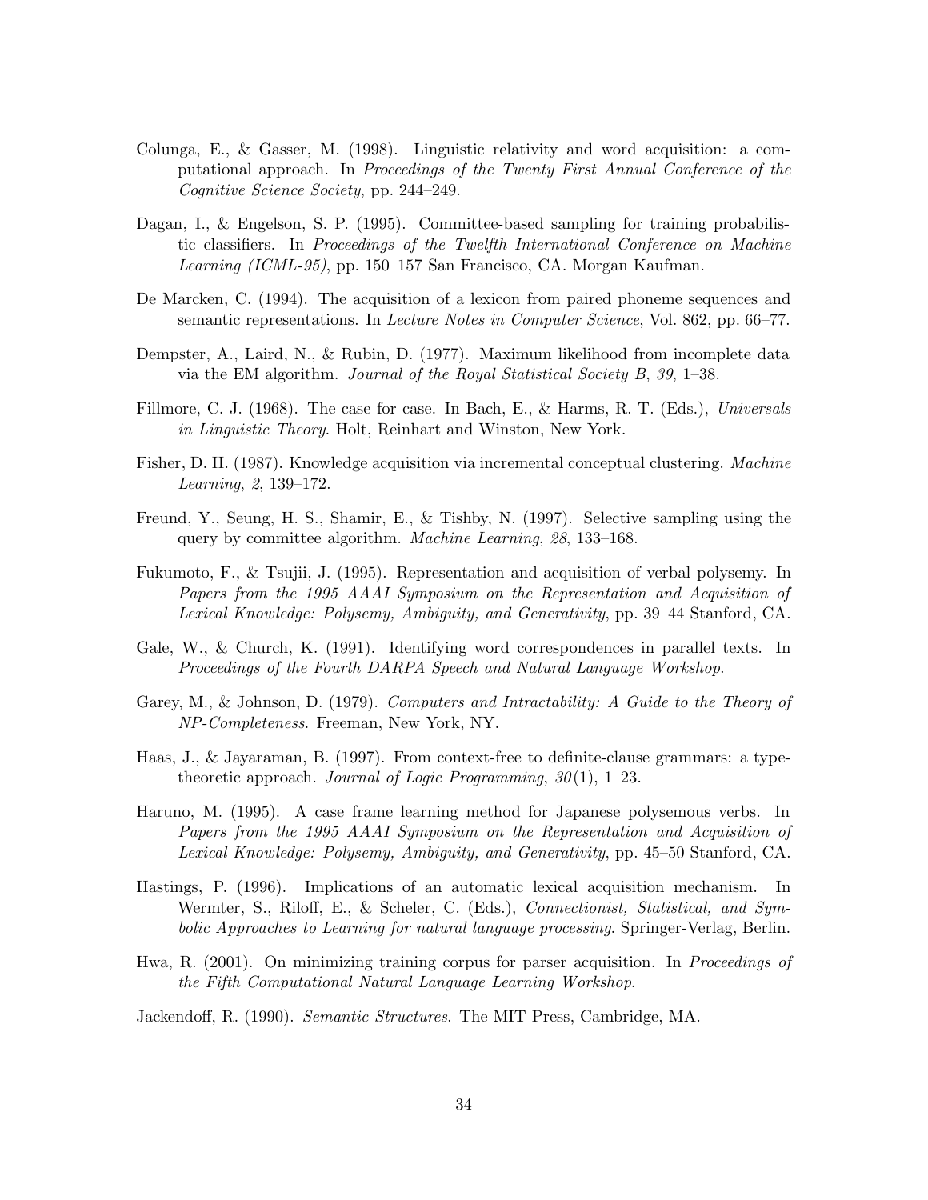Colunga, E., & Gasser, M. (1998). Linguistic relativity and word acquisition: a computational approach. In *Proceedings of the Twenty First Annual Conference of the Cognitive Science Society*, pp. 244–249.

Dagan, I., & Engelson, S. P. (1995). Committee-based sampling for training probabilistic classifiers. In *Proceedings of the Twelfth International Conference on Machine Learning (ICML-95)*, pp. 150–157 San Francisco, CA. Morgan Kaufman.

De Marcken, C. (1994). The acquisition of a lexicon from paired phoneme sequences and semantic representations. In *Lecture Notes in Computer Science*, Vol. 862, pp. 66–77.

Dempster, A., Laird, N., & Rubin, D. (1977). Maximum likelihood from incomplete data via the EM algorithm. *Journal of the Royal Statistical Society B*, *39*, 1–38.

Fillmore, C. J. (1968). The case for case. In Bach, E., & Harms, R. T. (Eds.), *Universals in Linguistic Theory*. Holt, Reinhart and Winston, New York.

Fisher, D. H. (1987). Knowledge acquisition via incremental conceptual clustering. *Machine Learning*, *2*, 139–172.

Freund, Y., Seung, H. S., Shamir, E., & Tishby, N. (1997). Selective sampling using the query by committee algorithm. *Machine Learning*, *28*, 133–168.

Fukumoto, F., & Tsujii, J. (1995). Representation and acquisition of verbal polysemy. In *Papers from the 1995 AAAI Symposium on the Representation and Acquisition of Lexical Knowledge: Polysemy, Ambiguity, and Generativity*, pp. 39–44 Stanford, CA.

Gale, W., & Church, K. (1991). Identifying word correspondences in parallel texts. In *Proceedings of the Fourth DARPA Speech and Natural Language Workshop*.

Garey, M., & Johnson, D. (1979). *Computers and Intractability: A Guide to the Theory of NP-Completeness*. Freeman, New York, NY.

Haas, J., & Jayaraman, B. (1997). From context-free to definite-clause grammars: a type-theoretic approach. *Journal of Logic Programming*, *30*(1), 1–23.

Haruno, M. (1995). A case frame learning method for Japanese polysemous verbs. In *Papers from the 1995 AAAI Symposium on the Representation and Acquisition of Lexical Knowledge: Polysemy, Ambiguity, and Generativity*, pp. 45–50 Stanford, CA.

Hastings, P. (1996). Implications of an automatic lexical acquisition mechanism. In Wermter, S., Riloff, E., & Scheler, C. (Eds.), *Connectionist, Statistical, and Symbolic Approaches to Learning for natural language processing*. Springer-Verlag, Berlin.

Hwa, R. (2001). On minimizing training corpus for parser acquisition. In *Proceedings of the Fifth Computational Natural Language Learning Workshop*.

Jackendoff, R. (1990). *Semantic Structures*. The MIT Press, Cambridge, MA.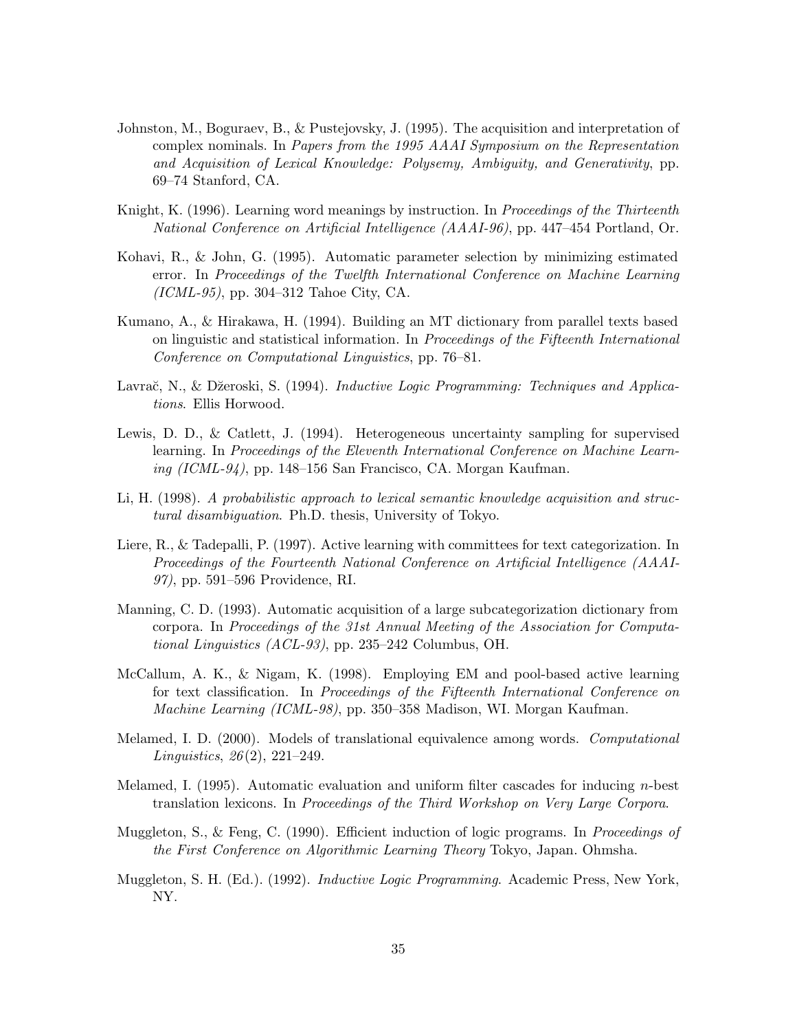Johnston, M., Boguraev, B., & Pustejovsky, J. (1995). The acquisition and interpretation of complex nominals. In *Papers from the 1995 AAAI Symposium on the Representation and Acquisition of Lexical Knowledge: Polysemy, Ambiguity, and Generativity*, pp. 69–74 Stanford, CA.

Knight, K. (1996). Learning word meanings by instruction. In *Proceedings of the Thirteenth National Conference on Artificial Intelligence (AAAI-96)*, pp. 447–454 Portland, Or.

Kohavi, R., & John, G. (1995). Automatic parameter selection by minimizing estimated error. In *Proceedings of the Twelfth International Conference on Machine Learning (ICML-95)*, pp. 304–312 Tahoe City, CA.

Kumano, A., & Hirakawa, H. (1994). Building an MT dictionary from parallel texts based on linguistic and statistical information. In *Proceedings of the Fifteenth International Conference on Computational Linguistics*, pp. 76–81.

Lavrač, N., & Džeroski, S. (1994). *Inductive Logic Programming: Techniques and Applications*. Ellis Horwood.

Lewis, D. D., & Catlett, J. (1994). Heterogeneous uncertainty sampling for supervised learning. In *Proceedings of the Eleventh International Conference on Machine Learning (ICML-94)*, pp. 148–156 San Francisco, CA. Morgan Kaufman.

Li, H. (1998). *A probabilistic approach to lexical semantic knowledge acquisition and structural disambiguation*. Ph.D. thesis, University of Tokyo.

Liere, R., & Tadepalli, P. (1997). Active learning with committees for text categorization. In *Proceedings of the Fourteenth National Conference on Artificial Intelligence (AAAI-97)*, pp. 591–596 Providence, RI.

Manning, C. D. (1993). Automatic acquisition of a large subcategorization dictionary from corpora. In *Proceedings of the 31st Annual Meeting of the Association for Computational Linguistics (ACL-93)*, pp. 235–242 Columbus, OH.

McCallum, A. K., & Nigam, K. (1998). Employing EM and pool-based active learning for text classification. In *Proceedings of the Fifteenth International Conference on Machine Learning (ICML-98)*, pp. 350–358 Madison, WI. Morgan Kaufman.

Melamed, I. D. (2000). Models of translational equivalence among words. *Computational Linguistics*, *26*(2), 221–249.

Melamed, I. (1995). Automatic evaluation and uniform filter cascades for inducing $n$-best translation lexicons. In *Proceedings of the Third Workshop on Very Large Corpora*.

Muggleton, S., & Feng, C. (1990). Efficient induction of logic programs. In *Proceedings of the First Conference on Algorithmic Learning Theory* Tokyo, Japan. Ohmsha.

Muggleton, S. H. (Ed.). (1992). *Inductive Logic Programming*. Academic Press, New York, NY.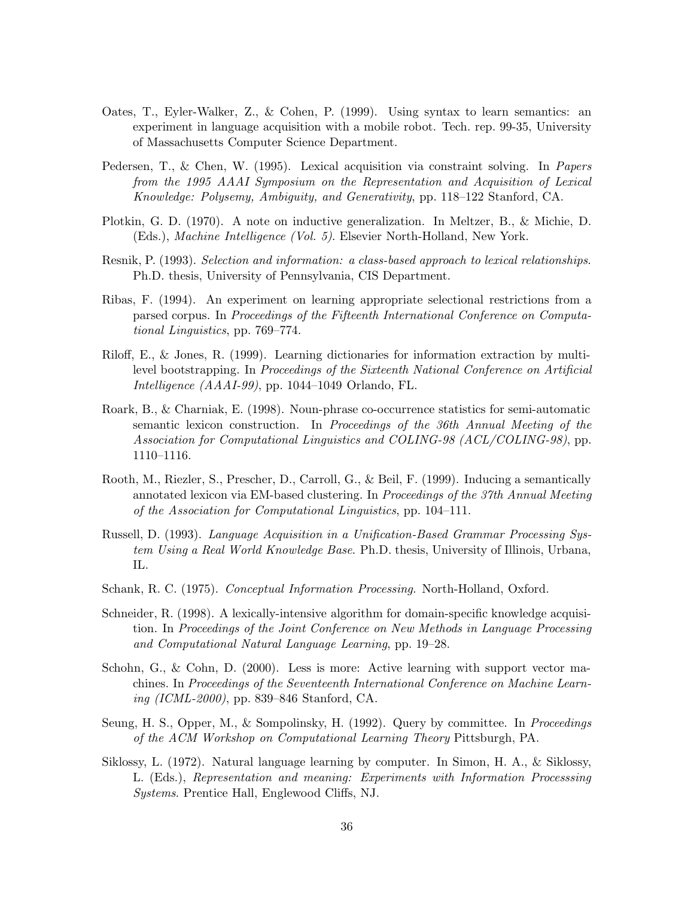Oates, T., Eyler-Walker, Z., & Cohen, P. (1999). Using syntax to learn semantics: an experiment in language acquisition with a mobile robot. Tech. rep. 99-35, University of Massachusetts Computer Science Department.

Pedersen, T., & Chen, W. (1995). Lexical acquisition via constraint solving. In *Papers from the 1995 AAAI Symposium on the Representation and Acquisition of Lexical Knowledge: Polysemy, Ambiguity, and Generativity*, pp. 118–122 Stanford, CA.

Plotkin, G. D. (1970). A note on inductive generalization. In Meltzer, B., & Michie, D. (Eds.), *Machine Intelligence (Vol. 5)*. Elsevier North-Holland, New York.

Resnik, P. (1993). *Selection and information: a class-based approach to lexical relationships*. Ph.D. thesis, University of Pennsylvania, CIS Department.

Ribas, F. (1994). An experiment on learning appropriate selectional restrictions from a parsed corpus. In *Proceedings of the Fifteenth International Conference on Computational Linguistics*, pp. 769–774.

Riloff, E., & Jones, R. (1999). Learning dictionaries for information extraction by multi-level bootstrapping. In *Proceedings of the Sixteenth National Conference on Artificial Intelligence (AAAI-99)*, pp. 1044–1049 Orlando, FL.

Roark, B., & Charniak, E. (1998). Noun-phrase co-occurrence statistics for semi-automatic semantic lexicon construction. In *Proceedings of the 36th Annual Meeting of the Association for Computational Linguistics and COLING-98 (ACL/COLING-98)*, pp. 1110–1116.

Rooth, M., Riezler, S., Prescher, D., Carroll, G., & Beil, F. (1999). Inducing a semantically annotated lexicon via EM-based clustering. In *Proceedings of the 37th Annual Meeting of the Association for Computational Linguistics*, pp. 104–111.

Russell, D. (1993). *Language Acquisition in a Unification-Based Grammar Processing System Using a Real World Knowledge Base*. Ph.D. thesis, University of Illinois, Urbana, IL.

Schank, R. C. (1975). *Conceptual Information Processing*. North-Holland, Oxford.

Schneider, R. (1998). A lexically-intensive algorithm for domain-specific knowledge acquisition. In *Proceedings of the Joint Conference on New Methods in Language Processing and Computational Natural Language Learning*, pp. 19–28.

Schohn, G., & Cohn, D. (2000). Less is more: Active learning with support vector machines. In *Proceedings of the Seventeenth International Conference on Machine Learning (ICML-2000)*, pp. 839–846 Stanford, CA.

Seung, H. S., Opper, M., & Sompolinsky, H. (1992). Query by committee. In *Proceedings of the ACM Workshop on Computational Learning Theory* Pittsburgh, PA.

Siklossy, L. (1972). Natural language learning by computer. In Simon, H. A., & Siklossy, L. (Eds.), *Representation and meaning: Experiments with Information Processsing Systems*. Prentice Hall, Englewood Cliffs, NJ.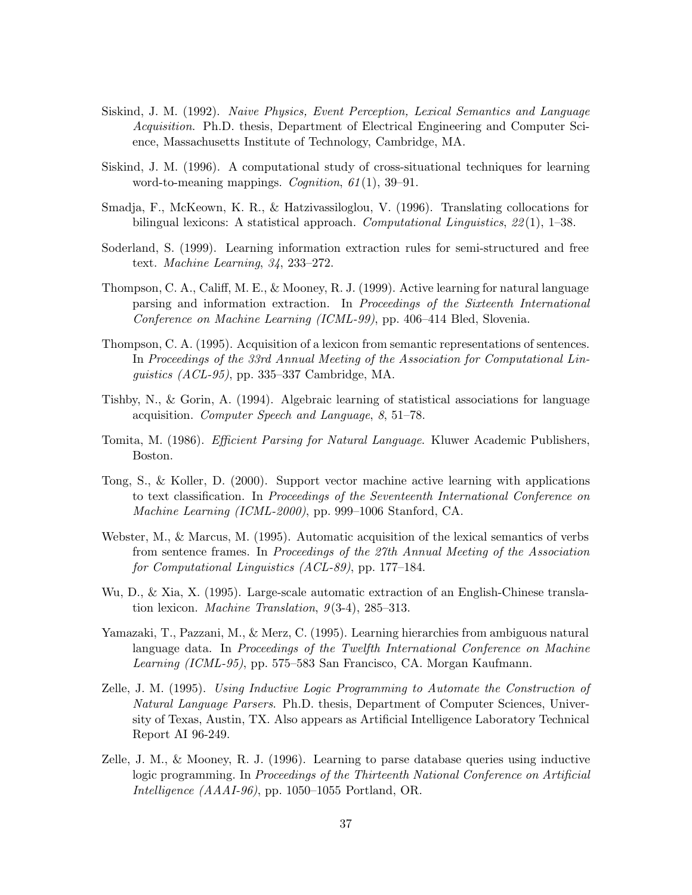Siskind, J. M. (1992). *Naive Physics, Event Perception, Lexical Semantics and Language Acquisition*. Ph.D. thesis, Department of Electrical Engineering and Computer Science, Massachusetts Institute of Technology, Cambridge, MA.

Siskind, J. M. (1996). A computational study of cross-situational techniques for learning word-to-meaning mappings. *Cognition*, *61*(1), 39–91.

Smadja, F., McKeown, K. R., & Hatzivassiloglou, V. (1996). Translating collocations for bilingual lexicons: A statistical approach. *Computational Linguistics*, *22*(1), 1–38.

Soderland, S. (1999). Learning information extraction rules for semi-structured and free text. *Machine Learning*, *34*, 233–272.

Thompson, C. A., Califf, M. E., & Mooney, R. J. (1999). Active learning for natural language parsing and information extraction. In *Proceedings of the Sixteenth International Conference on Machine Learning (ICML-99)*, pp. 406–414 Bled, Slovenia.

Thompson, C. A. (1995). Acquisition of a lexicon from semantic representations of sentences. In *Proceedings of the 33rd Annual Meeting of the Association for Computational Linguistics (ACL-95)*, pp. 335–337 Cambridge, MA.

Tishby, N., & Gorin, A. (1994). Algebraic learning of statistical associations for language acquisition. *Computer Speech and Language*, *8*, 51–78.

Tomita, M. (1986). *Efficient Parsing for Natural Language*. Kluwer Academic Publishers, Boston.

Tong, S., & Koller, D. (2000). Support vector machine active learning with applications to text classification. In *Proceedings of the Seventeenth International Conference on Machine Learning (ICML-2000)*, pp. 999–1006 Stanford, CA.

Webster, M., & Marcus, M. (1995). Automatic acquisition of the lexical semantics of verbs from sentence frames. In *Proceedings of the 27th Annual Meeting of the Association for Computational Linguistics (ACL-89)*, pp. 177–184.

Wu, D., & Xia, X. (1995). Large-scale automatic extraction of an English-Chinese translation lexicon. *Machine Translation*, *9*(3-4), 285–313.

Yamazaki, T., Pazzani, M., & Merz, C. (1995). Learning hierarchies from ambiguous natural language data. In *Proceedings of the Twelfth International Conference on Machine Learning (ICML-95)*, pp. 575–583 San Francisco, CA. Morgan Kaufmann.

Zelle, J. M. (1995). *Using Inductive Logic Programming to Automate the Construction of Natural Language Parsers*. Ph.D. thesis, Department of Computer Sciences, University of Texas, Austin, TX. Also appears as Artificial Intelligence Laboratory Technical Report AI 96-249.

Zelle, J. M., & Mooney, R. J. (1996). Learning to parse database queries using inductive logic programming. In *Proceedings of the Thirteenth National Conference on Artificial Intelligence (AAAI-96)*, pp. 1050–1055 Portland, OR.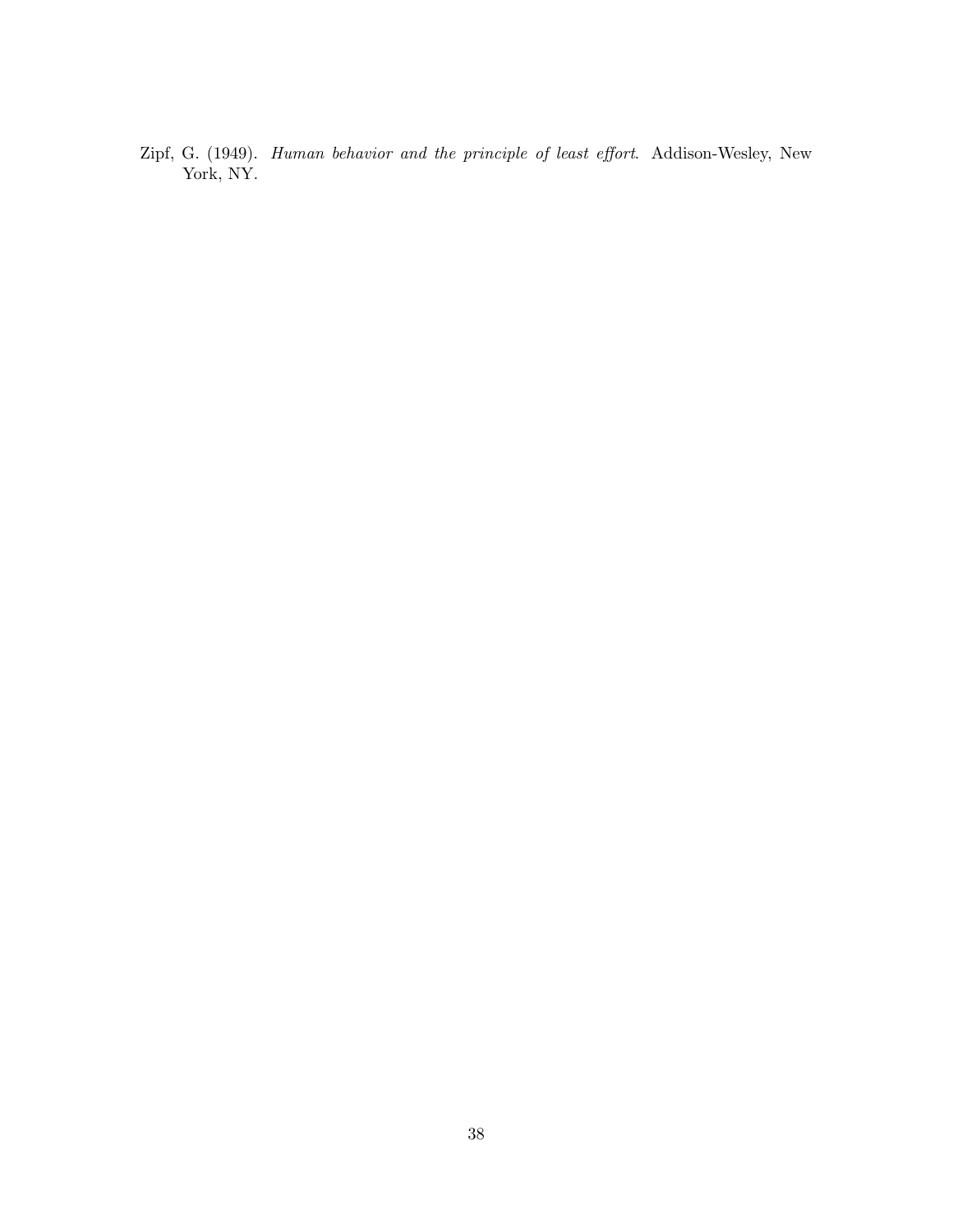Zipf, G. (1949). *Human behavior and the principle of least effort*. Addison-Wesley, New York, NY.